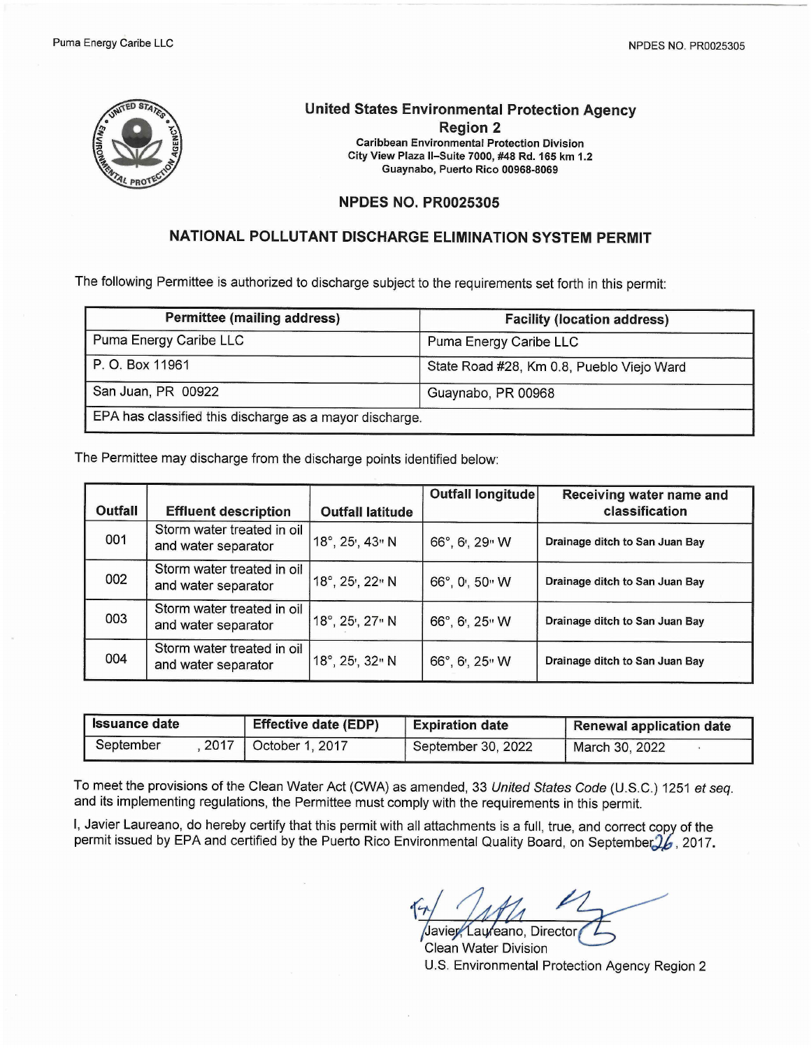# United States Environmental Protection Agency
## Region 2

**Caribbean Environmental Protection Division**
**City View Plaza II–Suite 7000, #48 Rd. 165 km 1.2**
**Guaynabo, Puerto Rico 00968-8069**

## NPDES NO. PR0025305

## NATIONAL POLLUTANT DISCHARGE ELIMINATION SYSTEM PERMIT

The following Permittee is authorized to discharge subject to the requirements set forth in this permit:

| Permittee (mailing address) | Facility (location address) |
|---|---|
| Puma Energy Caribe LLC | Puma Energy Caribe LLC |
| P. O. Box 11961 | State Road #28, Km 0.8, Pueblo Viejo Ward |
| San Juan, PR 00922 | Guaynabo, PR 00968 |
| EPA has classified this discharge as a mayor discharge. | |

The Permittee may discharge from the discharge points identified below:

| Outfall | Effluent description | Outfall latitude | Outfall longitude | Receiving water name and classification |
|---|---|---|---|---|
| 001 | Storm water treated in oil and water separator | 18°, 25', 43" N | 66°, 6', 29" W | Drainage ditch to San Juan Bay |
| 002 | Storm water treated in oil and water separator | 18°, 25', 22" N | 66°, 0', 50" W | Drainage ditch to San Juan Bay |
| 003 | Storm water treated in oil and water separator | 18°, 25', 27" N | 66°, 6', 25" W | Drainage ditch to San Juan Bay |
| 004 | Storm water treated in oil and water separator | 18°, 25', 32" N | 66°, 6', 25" W | Drainage ditch to San Juan Bay |

| Issuance date | Effective date (EDP) | Expiration date | Renewal application date |
|---|---|---|---|
| September , 2017 | October 1, 2017 | September 30, 2022 | March 30, 2022 |

To meet the provisions of the Clean Water Act (CWA) as amended, 33 *United States Code* (U.S.C.) 1251 *et seq.* and its implementing regulations, the Permittee must comply with the requirements in this permit.

I, Javier Laureano, do hereby certify that this permit with all attachments is a full, true, and correct copy of the permit issued by EPA and certified by the Puerto Rico Environmental Quality Board, on September 26, 2017.

Javier Laureano, Director
Clean Water Division
U.S. Environmental Protection Agency Region 2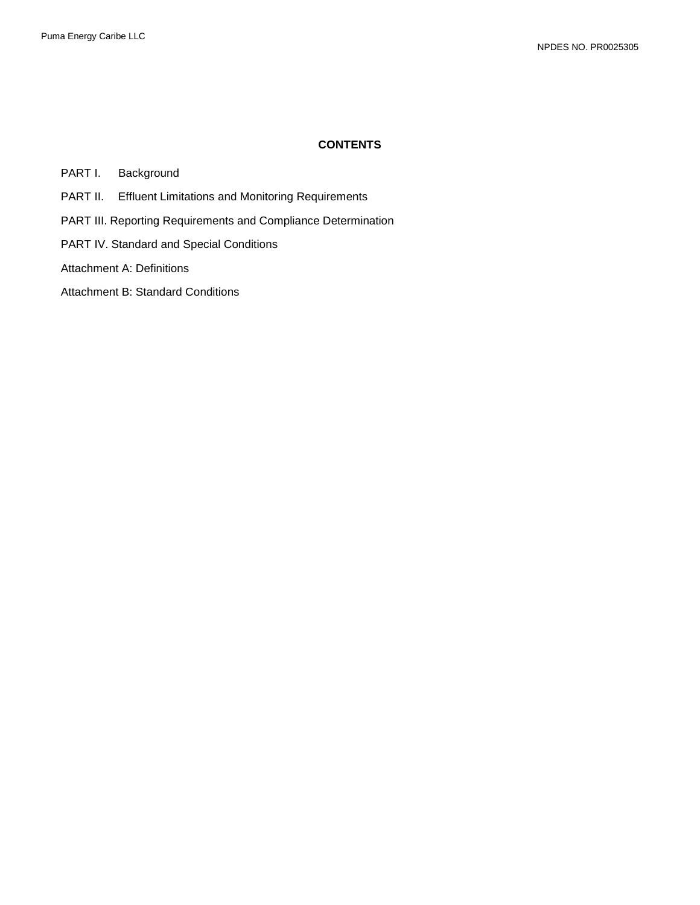## CONTENTS

PART I. Background

PART II. Effluent Limitations and Monitoring Requirements

PART III. Reporting Requirements and Compliance Determination

PART IV. Standard and Special Conditions

Attachment A: Definitions

Attachment B: Standard Conditions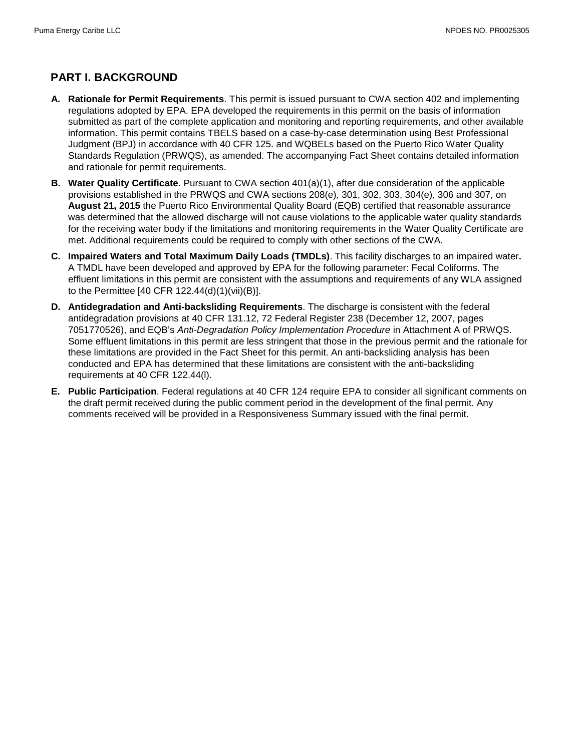## PART I. BACKGROUND

**A. Rationale for Permit Requirements**. This permit is issued pursuant to CWA section 402 and implementing regulations adopted by EPA. EPA developed the requirements in this permit on the basis of information submitted as part of the complete application and monitoring and reporting requirements, and other available information. This permit contains TBELS based on a case-by-case determination using Best Professional Judgment (BPJ) in accordance with 40 CFR 125. and WQBELs based on the Puerto Rico Water Quality Standards Regulation (PRWQS), as amended. The accompanying Fact Sheet contains detailed information and rationale for permit requirements.

**B. Water Quality Certificate**. Pursuant to CWA section 401(a)(1), after due consideration of the applicable provisions established in the PRWQS and CWA sections 208(e), 301, 302, 303, 304(e), 306 and 307, on **August 21, 2015** the Puerto Rico Environmental Quality Board (EQB) certified that reasonable assurance was determined that the allowed discharge will not cause violations to the applicable water quality standards for the receiving water body if the limitations and monitoring requirements in the Water Quality Certificate are met. Additional requirements could be required to comply with other sections of the CWA.

**C. Impaired Waters and Total Maximum Daily Loads (TMDLs)**. This facility discharges to an impaired water**.** A TMDL have been developed and approved by EPA for the following parameter: Fecal Coliforms. The effluent limitations in this permit are consistent with the assumptions and requirements of any WLA assigned to the Permittee [40 CFR 122.44(d)(1)(vii)(B)].

**D. Antidegradation and Anti-backsliding Requirements**. The discharge is consistent with the federal antidegradation provisions at 40 CFR 131.12, 72 Federal Register 238 (December 12, 2007, pages 7051770526), and EQB's *Anti-Degradation Policy Implementation Procedure* in Attachment A of PRWQS. Some effluent limitations in this permit are less stringent that those in the previous permit and the rationale for these limitations are provided in the Fact Sheet for this permit. An anti-backsliding analysis has been conducted and EPA has determined that these limitations are consistent with the anti-backsliding requirements at 40 CFR 122.44(l).

**E. Public Participation**. Federal regulations at 40 CFR 124 require EPA to consider all significant comments on the draft permit received during the public comment period in the development of the final permit. Any comments received will be provided in a Responsiveness Summary issued with the final permit.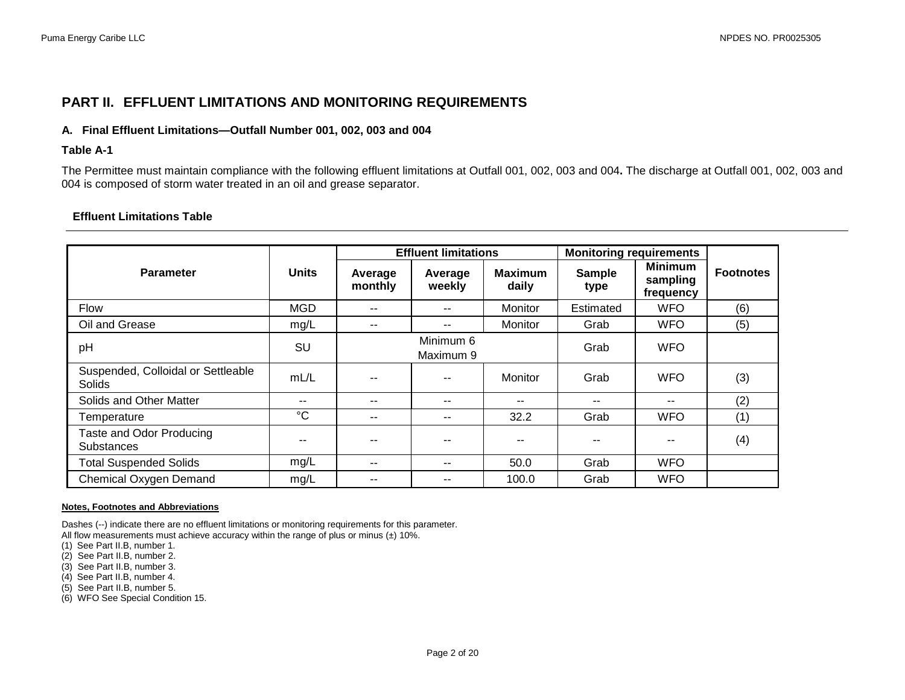## PART II. EFFLUENT LIMITATIONS AND MONITORING REQUIREMENTS

### A. Final Effluent Limitations—Outfall Number 001, 002, 003 and 004

**Table A-1**

The Permittee must maintain compliance with the following effluent limitations at Outfall 001, 002, 003 and 004**.** The discharge at Outfall 001, 002, 003 and 004 is composed of storm water treated in an oil and grease separator.

**Effluent Limitations Table**

| Parameter | Units | Effluent limitations | | | Monitoring requirements | | Footnotes |
|---|---|---|---|---|---|---|---|
| | | Average monthly | Average weekly | Maximum daily | Sample type | Minimum sampling frequency | |
| Flow | MGD | -- | -- | Monitor | Estimated | WFO | (6) |
| Oil and Grease | mg/L | -- | -- | Monitor | Grab | WFO | (5) |
| pH | SU | Minimum 6 Maximum 9 | | | Grab | WFO | |
| Suspended, Colloidal or Settleable Solids | mL/L | -- | -- | Monitor | Grab | WFO | (3) |
| Solids and Other Matter | -- | -- | -- | -- | -- | -- | (2) |
| Temperature | °C | -- | -- | 32.2 | Grab | WFO | (1) |
| Taste and Odor Producing Substances | -- | -- | -- | -- | -- | -- | (4) |
| Total Suspended Solids | mg/L | -- | -- | 50.0 | Grab | WFO | |
| Chemical Oxygen Demand | mg/L | -- | -- | 100.0 | Grab | WFO | |

**Notes, Footnotes and Abbreviations**

Dashes (--) indicate there are no effluent limitations or monitoring requirements for this parameter.
All flow measurements must achieve accuracy within the range of plus or minus (±) 10%.
(1) See Part II.B, number 1.
(2) See Part II.B, number 2.
(3) See Part II.B, number 3.
(4) See Part II.B, number 4.
(5) See Part II.B, number 5.
(6) WFO See Special Condition 15.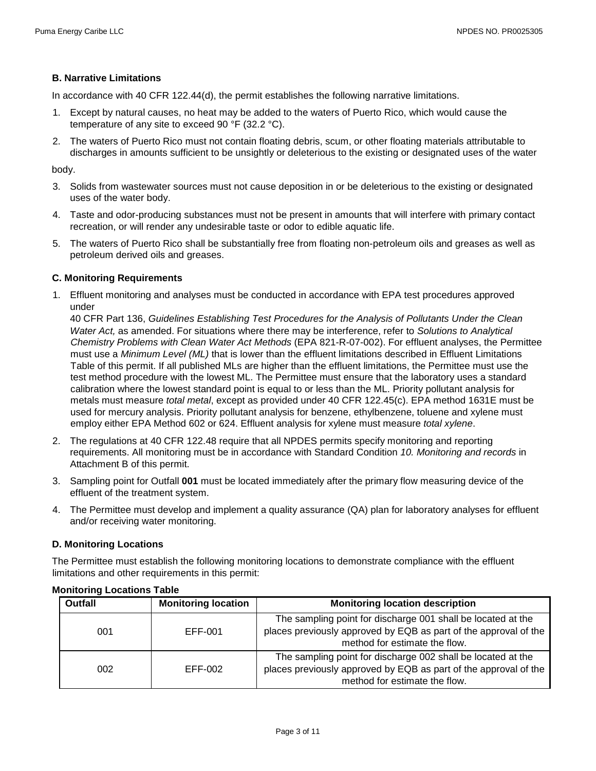### B. Narrative Limitations

In accordance with 40 CFR 122.44(d), the permit establishes the following narrative limitations.

1. Except by natural causes, no heat may be added to the waters of Puerto Rico, which would cause the temperature of any site to exceed 90 °F (32.2 °C).
2. The waters of Puerto Rico must not contain floating debris, scum, or other floating materials attributable to discharges in amounts sufficient to be unsightly or deleterious to the existing or designated uses of the water body.
3. Solids from wastewater sources must not cause deposition in or be deleterious to the existing or designated uses of the water body.
4. Taste and odor-producing substances must not be present in amounts that will interfere with primary contact recreation, or will render any undesirable taste or odor to edible aquatic life.
5. The waters of Puerto Rico shall be substantially free from floating non-petroleum oils and greases as well as petroleum derived oils and greases.

### C. Monitoring Requirements

1. Effluent monitoring and analyses must be conducted in accordance with EPA test procedures approved under 40 CFR Part 136, *Guidelines Establishing Test Procedures for the Analysis of Pollutants Under the Clean Water Act,* as amended. For situations where there may be interference, refer to *Solutions to Analytical Chemistry Problems with Clean Water Act Methods* (EPA 821-R-07-002). For effluent analyses, the Permittee must use a *Minimum Level (ML)* that is lower than the effluent limitations described in Effluent Limitations Table of this permit. If all published MLs are higher than the effluent limitations, the Permittee must use the test method procedure with the lowest ML. The Permittee must ensure that the laboratory uses a standard calibration where the lowest standard point is equal to or less than the ML. Priority pollutant analysis for metals must measure *total metal*, except as provided under 40 CFR 122.45(c). EPA method 1631E must be used for mercury analysis. Priority pollutant analysis for benzene, ethylbenzene, toluene and xylene must employ either EPA Method 602 or 624. Effluent analysis for xylene must measure *total xylene*.
2. The regulations at 40 CFR 122.48 require that all NPDES permits specify monitoring and reporting requirements. All monitoring must be in accordance with Standard Condition *10. Monitoring and records* in Attachment B of this permit.
3. Sampling point for Outfall **001** must be located immediately after the primary flow measuring device of the effluent of the treatment system.
4. The Permittee must develop and implement a quality assurance (QA) plan for laboratory analyses for effluent and/or receiving water monitoring.

### D. Monitoring Locations

The Permittee must establish the following monitoring locations to demonstrate compliance with the effluent limitations and other requirements in this permit:

**Monitoring Locations Table**

| Outfall | Monitoring location | Monitoring location description |
|---|---|---|
| 001 | EFF-001 | The sampling point for discharge 001 shall be located at the places previously approved by EQB as part of the approval of the method for estimate the flow. |
| 002 | EFF-002 | The sampling point for discharge 002 shall be located at the places previously approved by EQB as part of the approval of the method for estimate the flow. |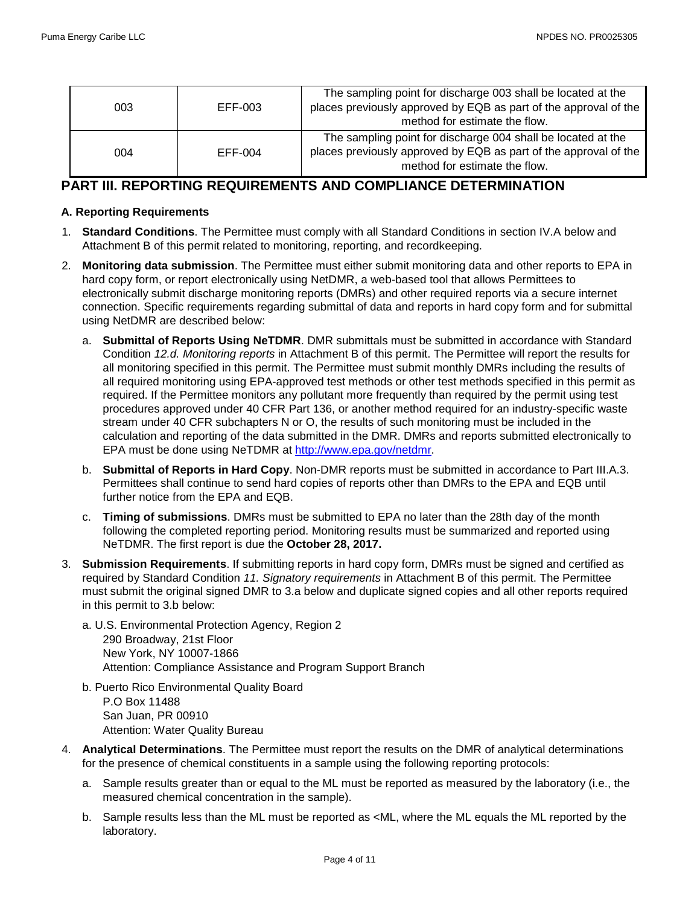| 003 | EFF-003 | The sampling point for discharge 003 shall be located at the places previously approved by EQB as part of the approval of the method for estimate the flow. |
|---|---|---|
| 004 | EFF-004 | The sampling point for discharge 004 shall be located at the places previously approved by EQB as part of the approval of the method for estimate the flow. |

## PART III. REPORTING REQUIREMENTS AND COMPLIANCE DETERMINATION

### A. Reporting Requirements

1. **Standard Conditions**. The Permittee must comply with all Standard Conditions in section IV.A below and Attachment B of this permit related to monitoring, reporting, and recordkeeping.

2. **Monitoring data submission**. The Permittee must either submit monitoring data and other reports to EPA in hard copy form, or report electronically using NetDMR, a web-based tool that allows Permittees to electronically submit discharge monitoring reports (DMRs) and other required reports via a secure internet connection. Specific requirements regarding submittal of data and reports in hard copy form and for submittal using NetDMR are described below:

   a. **Submittal of Reports Using NeTDMR**. DMR submittals must be submitted in accordance with Standard Condition *12.d. Monitoring reports* in Attachment B of this permit. The Permittee will report the results for all monitoring specified in this permit. The Permittee must submit monthly DMRs including the results of all required monitoring using EPA-approved test methods or other test methods specified in this permit as required. If the Permittee monitors any pollutant more frequently than required by the permit using test procedures approved under 40 CFR Part 136, or another method required for an industry-specific waste stream under 40 CFR subchapters N or O, the results of such monitoring must be included in the calculation and reporting of the data submitted in the DMR. DMRs and reports submitted electronically to EPA must be done using NeTDMR at [http://www.epa.gov/netdmr](http://www.epa.gov/netdmr).

   b. **Submittal of Reports in Hard Copy**. Non-DMR reports must be submitted in accordance to Part III.A.3. Permittees shall continue to send hard copies of reports other than DMRs to the EPA and EQB until further notice from the EPA and EQB.

   c. **Timing of submissions**. DMRs must be submitted to EPA no later than the 28th day of the month following the completed reporting period. Monitoring results must be summarized and reported using NeTDMR. The first report is due the **October 28, 2017.**

3. **Submission Requirements**. If submitting reports in hard copy form, DMRs must be signed and certified as required by Standard Condition *11. Signatory requirements* in Attachment B of this permit. The Permittee must submit the original signed DMR to 3.a below and duplicate signed copies and all other reports required in this permit to 3.b below:

   a. U.S. Environmental Protection Agency, Region 2
   290 Broadway, 21st Floor
   New York, NY 10007-1866
   Attention: Compliance Assistance and Program Support Branch

   b. Puerto Rico Environmental Quality Board
   P.O Box 11488
   San Juan, PR 00910
   Attention: Water Quality Bureau

4. **Analytical Determinations**. The Permittee must report the results on the DMR of analytical determinations for the presence of chemical constituents in a sample using the following reporting protocols:

   a. Sample results greater than or equal to the ML must be reported as measured by the laboratory (i.e., the measured chemical concentration in the sample).

   b. Sample results less than the ML must be reported as <ML, where the ML equals the ML reported by the laboratory.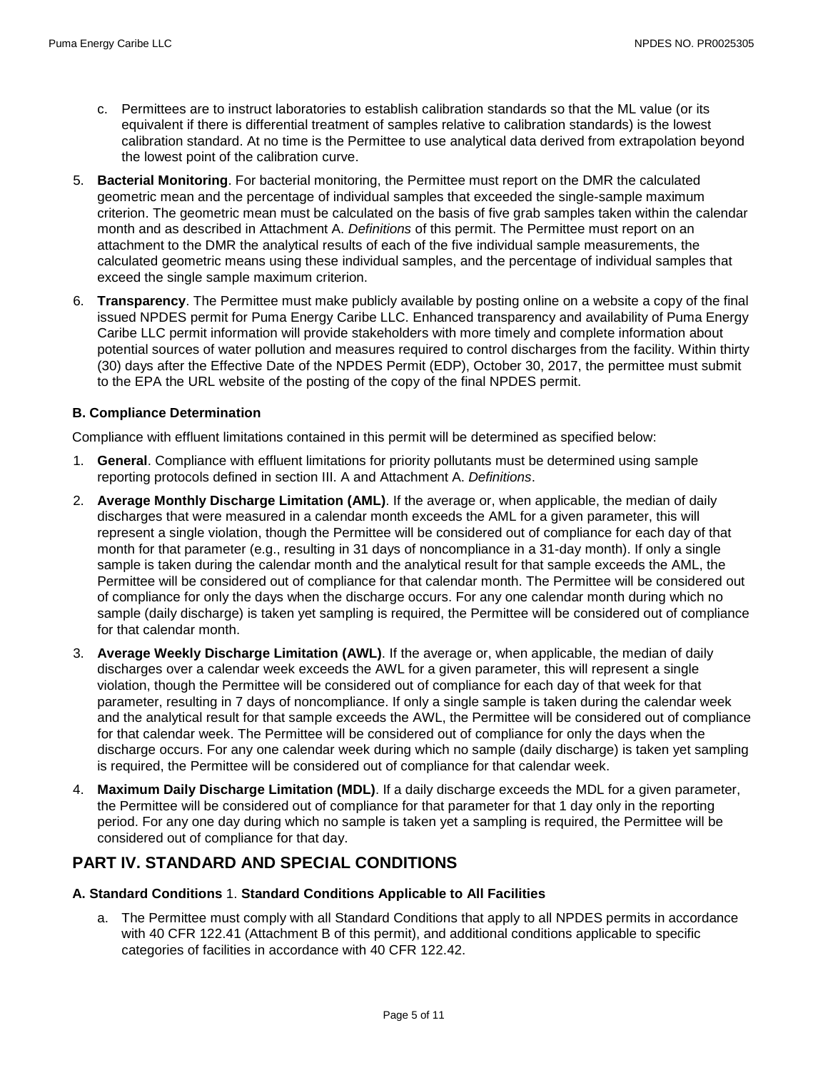c. Permittees are to instruct laboratories to establish calibration standards so that the ML value (or its equivalent if there is differential treatment of samples relative to calibration standards) is the lowest calibration standard. At no time is the Permittee to use analytical data derived from extrapolation beyond the lowest point of the calibration curve.

5. **Bacterial Monitoring**. For bacterial monitoring, the Permittee must report on the DMR the calculated geometric mean and the percentage of individual samples that exceeded the single-sample maximum criterion. The geometric mean must be calculated on the basis of five grab samples taken within the calendar month and as described in Attachment A. *Definitions* of this permit. The Permittee must report on an attachment to the DMR the analytical results of each of the five individual sample measurements, the calculated geometric means using these individual samples, and the percentage of individual samples that exceed the single sample maximum criterion.

6. **Transparency**. The Permittee must make publicly available by posting online on a website a copy of the final issued NPDES permit for Puma Energy Caribe LLC. Enhanced transparency and availability of Puma Energy Caribe LLC permit information will provide stakeholders with more timely and complete information about potential sources of water pollution and measures required to control discharges from the facility. Within thirty (30) days after the Effective Date of the NPDES Permit (EDP), October 30, 2017, the permittee must submit to the EPA the URL website of the posting of the copy of the final NPDES permit.

### B. Compliance Determination

Compliance with effluent limitations contained in this permit will be determined as specified below:

1. **General**. Compliance with effluent limitations for priority pollutants must be determined using sample reporting protocols defined in section III. A and Attachment A. *Definitions*.

2. **Average Monthly Discharge Limitation (AML)**. If the average or, when applicable, the median of daily discharges that were measured in a calendar month exceeds the AML for a given parameter, this will represent a single violation, though the Permittee will be considered out of compliance for each day of that month for that parameter (e.g., resulting in 31 days of noncompliance in a 31-day month). If only a single sample is taken during the calendar month and the analytical result for that sample exceeds the AML, the Permittee will be considered out of compliance for that calendar month. The Permittee will be considered out of compliance for only the days when the discharge occurs. For any one calendar month during which no sample (daily discharge) is taken yet sampling is required, the Permittee will be considered out of compliance for that calendar month.

3. **Average Weekly Discharge Limitation (AWL)**. If the average or, when applicable, the median of daily discharges over a calendar week exceeds the AWL for a given parameter, this will represent a single violation, though the Permittee will be considered out of compliance for each day of that week for that parameter, resulting in 7 days of noncompliance. If only a single sample is taken during the calendar week and the analytical result for that sample exceeds the AWL, the Permittee will be considered out of compliance for that calendar week. The Permittee will be considered out of compliance for only the days when the discharge occurs. For any one calendar week during which no sample (daily discharge) is taken yet sampling is required, the Permittee will be considered out of compliance for that calendar week.

4. **Maximum Daily Discharge Limitation (MDL)**. If a daily discharge exceeds the MDL for a given parameter, the Permittee will be considered out of compliance for that parameter for that 1 day only in the reporting period. For any one day during which no sample is taken yet a sampling is required, the Permittee will be considered out of compliance for that day.

## PART IV. STANDARD AND SPECIAL CONDITIONS

### A. Standard Conditions 1. Standard Conditions Applicable to All Facilities

a. The Permittee must comply with all Standard Conditions that apply to all NPDES permits in accordance with 40 CFR 122.41 (Attachment B of this permit), and additional conditions applicable to specific categories of facilities in accordance with 40 CFR 122.42.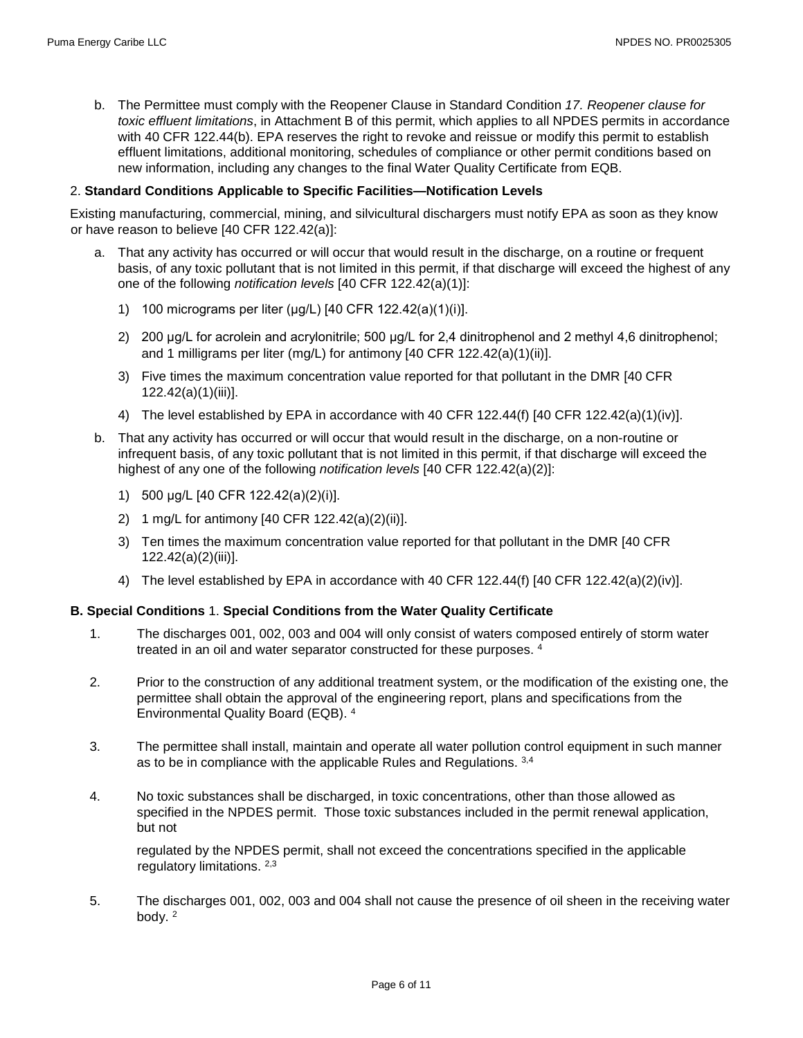b. The Permittee must comply with the Reopener Clause in Standard Condition *17. Reopener clause for toxic effluent limitations*, in Attachment B of this permit, which applies to all NPDES permits in accordance with 40 CFR 122.44(b). EPA reserves the right to revoke and reissue or modify this permit to establish effluent limitations, additional monitoring, schedules of compliance or other permit conditions based on new information, including any changes to the final Water Quality Certificate from EQB.

2. **Standard Conditions Applicable to Specific Facilities—Notification Levels**

Existing manufacturing, commercial, mining, and silvicultural dischargers must notify EPA as soon as they know or have reason to believe [40 CFR 122.42(a)]:

a. That any activity has occurred or will occur that would result in the discharge, on a routine or frequent basis, of any toxic pollutant that is not limited in this permit, if that discharge will exceed the highest of any one of the following *notification levels* [40 CFR 122.42(a)(1)]:

   1) 100 micrograms per liter (µg/L) [40 CFR 122.42(a)(1)(i)].

   2) 200 µg/L for acrolein and acrylonitrile; 500 µg/L for 2,4 dinitrophenol and 2 methyl 4,6 dinitrophenol; and 1 milligrams per liter (mg/L) for antimony [40 CFR 122.42(a)(1)(ii)].

   3) Five times the maximum concentration value reported for that pollutant in the DMR [40 CFR 122.42(a)(1)(iii)].

   4) The level established by EPA in accordance with 40 CFR 122.44(f) [40 CFR 122.42(a)(1)(iv)].

b. That any activity has occurred or will occur that would result in the discharge, on a non-routine or infrequent basis, of any toxic pollutant that is not limited in this permit, if that discharge will exceed the highest of any one of the following *notification levels* [40 CFR 122.42(a)(2)]:

   1) 500 µg/L [40 CFR 122.42(a)(2)(i)].

   2) 1 mg/L for antimony [40 CFR 122.42(a)(2)(ii)].

   3) Ten times the maximum concentration value reported for that pollutant in the DMR [40 CFR 122.42(a)(2)(iii)].

   4) The level established by EPA in accordance with 40 CFR 122.44(f) [40 CFR 122.42(a)(2)(iv)].

**B. Special Conditions** 1. **Special Conditions from the Water Quality Certificate**

1. The discharges 001, 002, 003 and 004 will only consist of waters composed entirely of storm water treated in an oil and water separator constructed for these purposes. [4]

2. Prior to the construction of any additional treatment system, or the modification of the existing one, the permittee shall obtain the approval of the engineering report, plans and specifications from the Environmental Quality Board (EQB). [4]

3. The permittee shall install, maintain and operate all water pollution control equipment in such manner as to be in compliance with the applicable Rules and Regulations. [3,4]

4. No toxic substances shall be discharged, in toxic concentrations, other than those allowed as specified in the NPDES permit. Those toxic substances included in the permit renewal application, but not

   regulated by the NPDES permit, shall not exceed the concentrations specified in the applicable regulatory limitations. [2,3]

5. The discharges 001, 002, 003 and 004 shall not cause the presence of oil sheen in the receiving water body. [2]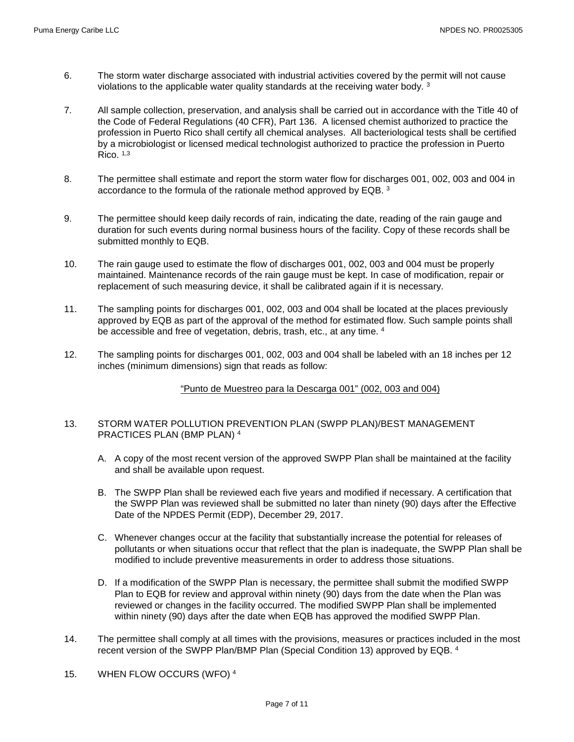6. The storm water discharge associated with industrial activities covered by the permit will not cause violations to the applicable water quality standards at the receiving water body. [3]

7. All sample collection, preservation, and analysis shall be carried out in accordance with the Title 40 of the Code of Federal Regulations (40 CFR), Part 136. A licensed chemist authorized to practice the profession in Puerto Rico shall certify all chemical analyses. All bacteriological tests shall be certified by a microbiologist or licensed medical technologist authorized to practice the profession in Puerto Rico. [1,3]

8. The permittee shall estimate and report the storm water flow for discharges 001, 002, 003 and 004 in accordance to the formula of the rationale method approved by EQB. [3]

9. The permittee should keep daily records of rain, indicating the date, reading of the rain gauge and duration for such events during normal business hours of the facility. Copy of these records shall be submitted monthly to EQB.

10. The rain gauge used to estimate the flow of discharges 001, 002, 003 and 004 must be properly maintained. Maintenance records of the rain gauge must be kept. In case of modification, repair or replacement of such measuring device, it shall be calibrated again if it is necessary.

11. The sampling points for discharges 001, 002, 003 and 004 shall be located at the places previously approved by EQB as part of the approval of the method for estimated flow. Such sample points shall be accessible and free of vegetation, debris, trash, etc., at any time. [4]

12. The sampling points for discharges 001, 002, 003 and 004 shall be labeled with an 18 inches per 12 inches (minimum dimensions) sign that reads as follow:

    <u>"Punto de Muestreo para la Descarga 001" (002, 003 and 004)</u>

13. STORM WATER POLLUTION PREVENTION PLAN (SWPP PLAN)/BEST MANAGEMENT PRACTICES PLAN (BMP PLAN) [4]

    A. A copy of the most recent version of the approved SWPP Plan shall be maintained at the facility and shall be available upon request.

    B. The SWPP Plan shall be reviewed each five years and modified if necessary. A certification that the SWPP Plan was reviewed shall be submitted no later than ninety (90) days after the Effective Date of the NPDES Permit (EDP), December 29, 2017.

    C. Whenever changes occur at the facility that substantially increase the potential for releases of pollutants or when situations occur that reflect that the plan is inadequate, the SWPP Plan shall be modified to include preventive measurements in order to address those situations.

    D. If a modification of the SWPP Plan is necessary, the permittee shall submit the modified SWPP Plan to EQB for review and approval within ninety (90) days from the date when the Plan was reviewed or changes in the facility occurred. The modified SWPP Plan shall be implemented within ninety (90) days after the date when EQB has approved the modified SWPP Plan.

14. The permittee shall comply at all times with the provisions, measures or practices included in the most recent version of the SWPP Plan/BMP Plan (Special Condition 13) approved by EQB. [4]

15. WHEN FLOW OCCURS (WFO) [4]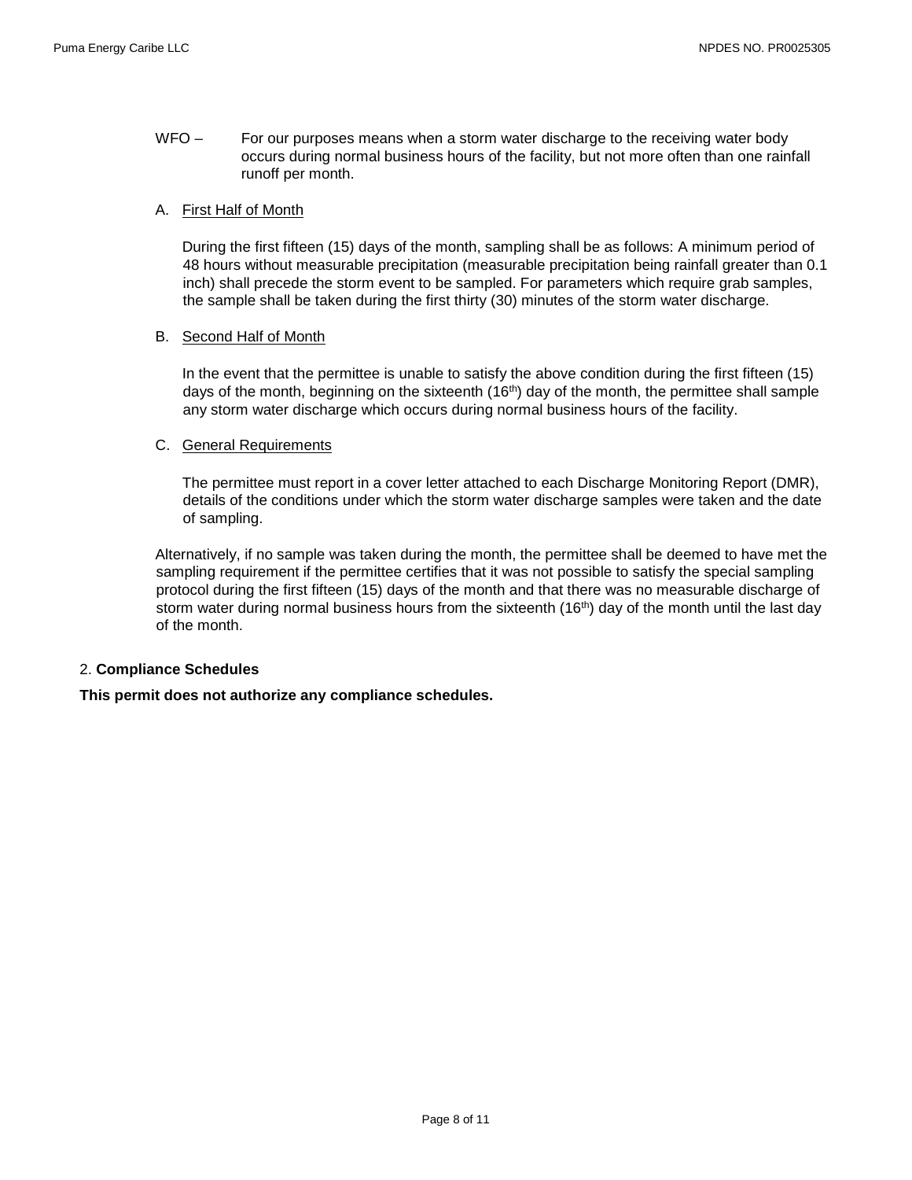WFO – For our purposes means when a storm water discharge to the receiving water body occurs during normal business hours of the facility, but not more often than one rainfall runoff per month.

A. First Half of Month

During the first fifteen (15) days of the month, sampling shall be as follows: A minimum period of 48 hours without measurable precipitation (measurable precipitation being rainfall greater than 0.1 inch) shall precede the storm event to be sampled. For parameters which require grab samples, the sample shall be taken during the first thirty (30) minutes of the storm water discharge.

B. Second Half of Month

In the event that the permittee is unable to satisfy the above condition during the first fifteen (15) days of the month, beginning on the sixteenth (16th) day of the month, the permittee shall sample any storm water discharge which occurs during normal business hours of the facility.

C. General Requirements

The permittee must report in a cover letter attached to each Discharge Monitoring Report (DMR), details of the conditions under which the storm water discharge samples were taken and the date of sampling.

Alternatively, if no sample was taken during the month, the permittee shall be deemed to have met the sampling requirement if the permittee certifies that it was not possible to satisfy the special sampling protocol during the first fifteen (15) days of the month and that there was no measurable discharge of storm water during normal business hours from the sixteenth (16th) day of the month until the last day of the month.

2. **Compliance Schedules**

**This permit does not authorize any compliance schedules.**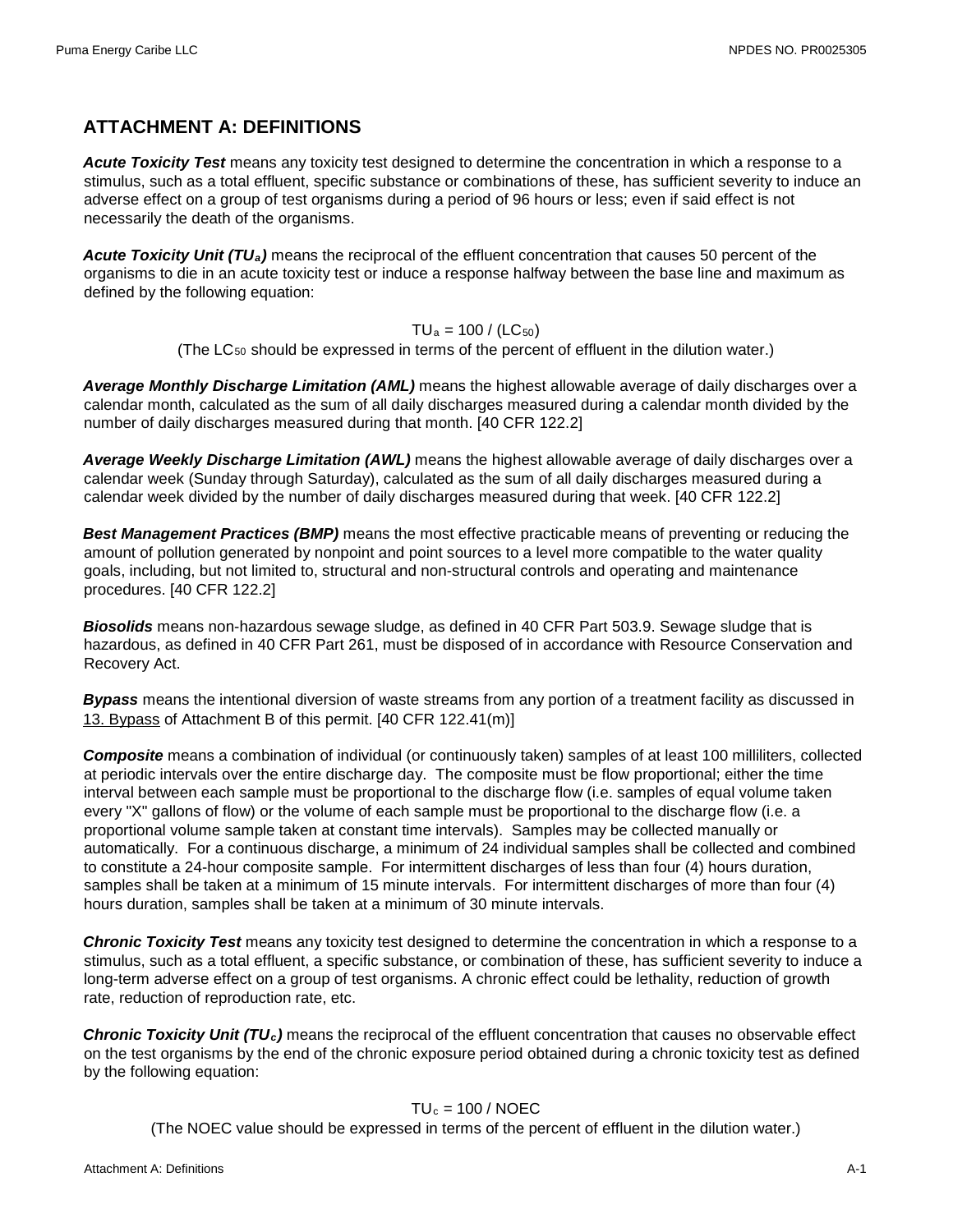## ATTACHMENT A: DEFINITIONS

***Acute Toxicity Test*** means any toxicity test designed to determine the concentration in which a response to a stimulus, such as a total effluent, specific substance or combinations of these, has sufficient severity to induce an adverse effect on a group of test organisms during a period of 96 hours or less; even if said effect is not necessarily the death of the organisms.

***Acute Toxicity Unit ($TU_a$)*** means the reciprocal of the effluent concentration that causes 50 percent of the organisms to die in an acute toxicity test or induce a response halfway between the base line and maximum as defined by the following equation:

$$TU_a = 100 / (LC_{50})$$

(The $LC_{50}$ should be expressed in terms of the percent of effluent in the dilution water.)

***Average Monthly Discharge Limitation (AML)*** means the highest allowable average of daily discharges over a calendar month, calculated as the sum of all daily discharges measured during a calendar month divided by the number of daily discharges measured during that month. [40 CFR 122.2]

***Average Weekly Discharge Limitation (AWL)*** means the highest allowable average of daily discharges over a calendar week (Sunday through Saturday), calculated as the sum of all daily discharges measured during a calendar week divided by the number of daily discharges measured during that week. [40 CFR 122.2]

***Best Management Practices (BMP)*** means the most effective practicable means of preventing or reducing the amount of pollution generated by nonpoint and point sources to a level more compatible to the water quality goals, including, but not limited to, structural and non-structural controls and operating and maintenance procedures. [40 CFR 122.2]

***Biosolids*** means non-hazardous sewage sludge, as defined in 40 CFR Part 503.9. Sewage sludge that is hazardous, as defined in 40 CFR Part 261, must be disposed of in accordance with Resource Conservation and Recovery Act.

***Bypass*** means the intentional diversion of waste streams from any portion of a treatment facility as discussed in 13. Bypass of Attachment B of this permit. [40 CFR 122.41(m)]

***Composite*** means a combination of individual (or continuously taken) samples of at least 100 milliliters, collected at periodic intervals over the entire discharge day. The composite must be flow proportional; either the time interval between each sample must be proportional to the discharge flow (i.e. samples of equal volume taken every "X" gallons of flow) or the volume of each sample must be proportional to the discharge flow (i.e. a proportional volume sample taken at constant time intervals). Samples may be collected manually or automatically. For a continuous discharge, a minimum of 24 individual samples shall be collected and combined to constitute a 24-hour composite sample. For intermittent discharges of less than four (4) hours duration, samples shall be taken at a minimum of 15 minute intervals. For intermittent discharges of more than four (4) hours duration, samples shall be taken at a minimum of 30 minute intervals.

***Chronic Toxicity Test*** means any toxicity test designed to determine the concentration in which a response to a stimulus, such as a total effluent, a specific substance, or combination of these, has sufficient severity to induce a long-term adverse effect on a group of test organisms. A chronic effect could be lethality, reduction of growth rate, reduction of reproduction rate, etc.

***Chronic Toxicity Unit ($TU_c$)*** means the reciprocal of the effluent concentration that causes no observable effect on the test organisms by the end of the chronic exposure period obtained during a chronic toxicity test as defined by the following equation:

$$TU_c = 100 / NOEC$$

(The NOEC value should be expressed in terms of the percent of effluent in the dilution water.)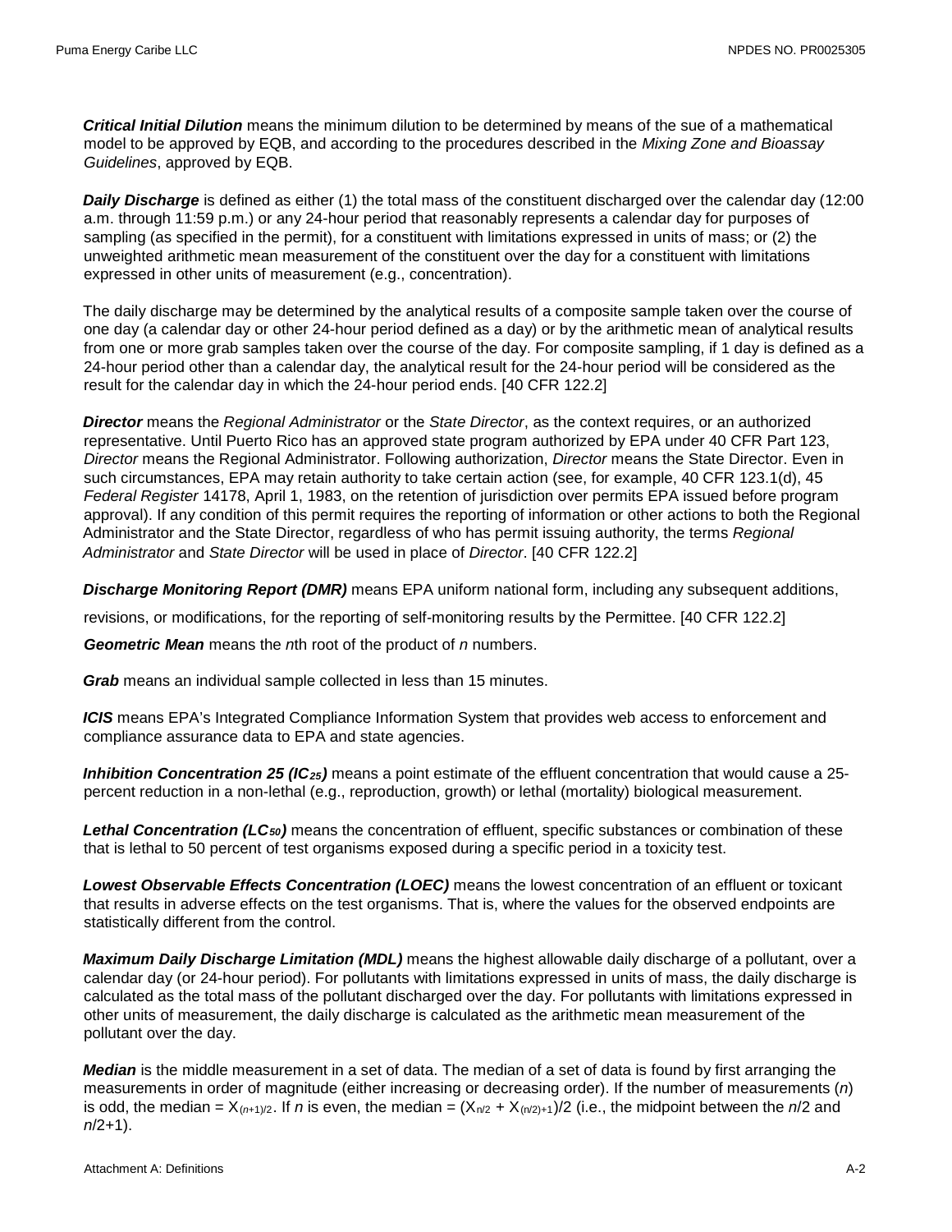***Critical Initial Dilution*** means the minimum dilution to be determined by means of the sue of a mathematical model to be approved by EQB, and according to the procedures described in the *Mixing Zone and Bioassay Guidelines*, approved by EQB.

***Daily Discharge*** is defined as either (1) the total mass of the constituent discharged over the calendar day (12:00 a.m. through 11:59 p.m.) or any 24-hour period that reasonably represents a calendar day for purposes of sampling (as specified in the permit), for a constituent with limitations expressed in units of mass; or (2) the unweighted arithmetic mean measurement of the constituent over the day for a constituent with limitations expressed in other units of measurement (e.g., concentration).

The daily discharge may be determined by the analytical results of a composite sample taken over the course of one day (a calendar day or other 24-hour period defined as a day) or by the arithmetic mean of analytical results from one or more grab samples taken over the course of the day. For composite sampling, if 1 day is defined as a 24-hour period other than a calendar day, the analytical result for the 24-hour period will be considered as the result for the calendar day in which the 24-hour period ends. [40 CFR 122.2]

***Director*** means the *Regional Administrator* or the *State Director*, as the context requires, or an authorized representative. Until Puerto Rico has an approved state program authorized by EPA under 40 CFR Part 123, *Director* means the Regional Administrator. Following authorization, *Director* means the State Director. Even in such circumstances, EPA may retain authority to take certain action (see, for example, 40 CFR 123.1(d), 45 *Federal Register* 14178, April 1, 1983, on the retention of jurisdiction over permits EPA issued before program approval). If any condition of this permit requires the reporting of information or other actions to both the Regional Administrator and the State Director, regardless of who has permit issuing authority, the terms *Regional Administrator* and *State Director* will be used in place of *Director*. [40 CFR 122.2]

***Discharge Monitoring Report (DMR)*** means EPA uniform national form, including any subsequent additions, revisions, or modifications, for the reporting of self-monitoring results by the Permittee. [40 CFR 122.2]

***Geometric Mean*** means the *n*th root of the product of *n* numbers.

***Grab*** means an individual sample collected in less than 15 minutes.

***ICIS*** means EPA's Integrated Compliance Information System that provides web access to enforcement and compliance assurance data to EPA and state agencies.

***Inhibition Concentration 25 ($IC_{25}$)*** means a point estimate of the effluent concentration that would cause a 25-percent reduction in a non-lethal (e.g., reproduction, growth) or lethal (mortality) biological measurement.

***Lethal Concentration ($LC_{50}$)*** means the concentration of effluent, specific substances or combination of these that is lethal to 50 percent of test organisms exposed during a specific period in a toxicity test.

***Lowest Observable Effects Concentration (LOEC)*** means the lowest concentration of an effluent or toxicant that results in adverse effects on the test organisms. That is, where the values for the observed endpoints are statistically different from the control.

***Maximum Daily Discharge Limitation (MDL)*** means the highest allowable daily discharge of a pollutant, over a calendar day (or 24-hour period). For pollutants with limitations expressed in units of mass, the daily discharge is calculated as the total mass of the pollutant discharged over the day. For pollutants with limitations expressed in other units of measurement, the daily discharge is calculated as the arithmetic mean measurement of the pollutant over the day.

***Median*** is the middle measurement in a set of data. The median of a set of data is found by first arranging the measurements in order of magnitude (either increasing or decreasing order). If the number of measurements (*n*) is odd, the median = $X_{(n+1)/2}$. If *n* is even, the median = $(X_{n/2} + X_{(n/2)+1})/2$ (i.e., the midpoint between the *n*/2 and *n*/2+1).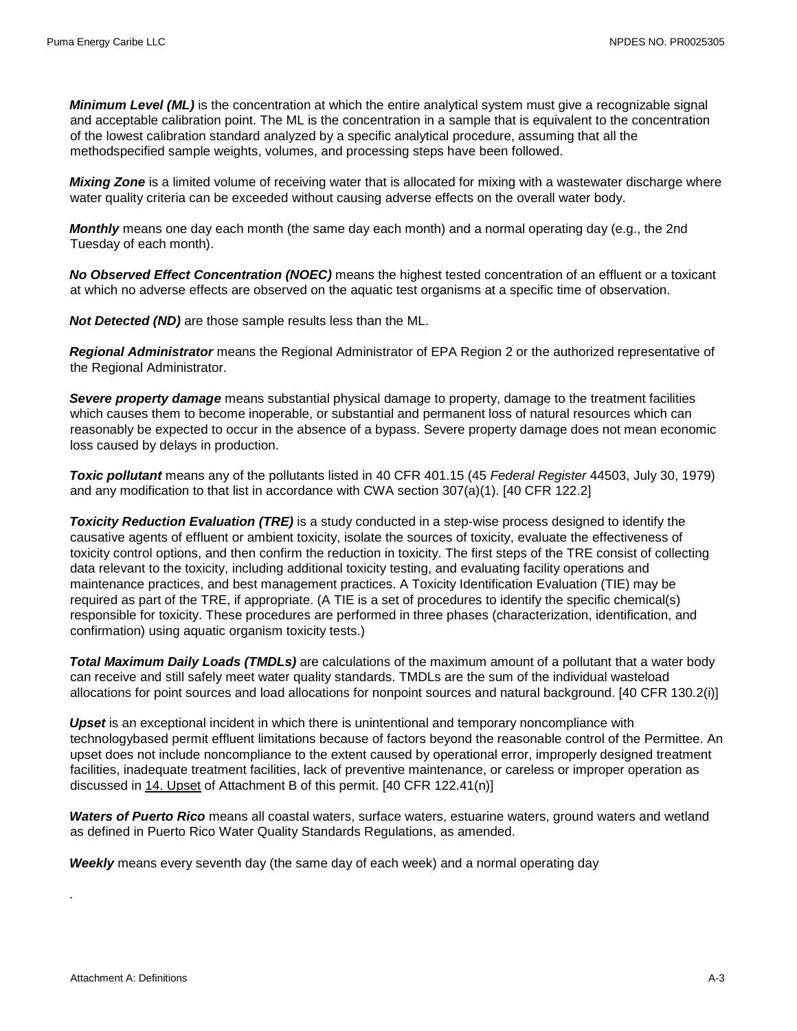***Minimum Level (ML)*** is the concentration at which the entire analytical system must give a recognizable signal and acceptable calibration point. The ML is the concentration in a sample that is equivalent to the concentration of the lowest calibration standard analyzed by a specific analytical procedure, assuming that all the methodspecified sample weights, volumes, and processing steps have been followed.

***Mixing Zone*** is a limited volume of receiving water that is allocated for mixing with a wastewater discharge where water quality criteria can be exceeded without causing adverse effects on the overall water body.

***Monthly*** means one day each month (the same day each month) and a normal operating day (e.g., the 2nd Tuesday of each month).

***No Observed Effect Concentration (NOEC)*** means the highest tested concentration of an effluent or a toxicant at which no adverse effects are observed on the aquatic test organisms at a specific time of observation.

***Not Detected (ND)*** are those sample results less than the ML.

***Regional Administrator*** means the Regional Administrator of EPA Region 2 or the authorized representative of the Regional Administrator.

***Severe property damage*** means substantial physical damage to property, damage to the treatment facilities which causes them to become inoperable, or substantial and permanent loss of natural resources which can reasonably be expected to occur in the absence of a bypass. Severe property damage does not mean economic loss caused by delays in production.

***Toxic pollutant*** means any of the pollutants listed in 40 CFR 401.15 (45 *Federal Register* 44503, July 30, 1979) and any modification to that list in accordance with CWA section 307(a)(1). [40 CFR 122.2]

***Toxicity Reduction Evaluation (TRE)*** is a study conducted in a step-wise process designed to identify the causative agents of effluent or ambient toxicity, isolate the sources of toxicity, evaluate the effectiveness of toxicity control options, and then confirm the reduction in toxicity. The first steps of the TRE consist of collecting data relevant to the toxicity, including additional toxicity testing, and evaluating facility operations and maintenance practices, and best management practices. A Toxicity Identification Evaluation (TIE) may be required as part of the TRE, if appropriate. (A TIE is a set of procedures to identify the specific chemical(s) responsible for toxicity. These procedures are performed in three phases (characterization, identification, and confirmation) using aquatic organism toxicity tests.)

***Total Maximum Daily Loads (TMDLs)*** are calculations of the maximum amount of a pollutant that a water body can receive and still safely meet water quality standards. TMDLs are the sum of the individual wasteload allocations for point sources and load allocations for nonpoint sources and natural background. [40 CFR 130.2(i)]

***Upset*** is an exceptional incident in which there is unintentional and temporary noncompliance with technologybased permit effluent limitations because of factors beyond the reasonable control of the Permittee. An upset does not include noncompliance to the extent caused by operational error, improperly designed treatment facilities, inadequate treatment facilities, lack of preventive maintenance, or careless or improper operation as discussed in 14. Upset of Attachment B of this permit. [40 CFR 122.41(n)]

***Waters of Puerto Rico*** means all coastal waters, surface waters, estuarine waters, ground waters and wetland as defined in Puerto Rico Water Quality Standards Regulations, as amended.

***Weekly*** means every seventh day (the same day of each week) and a normal operating day

.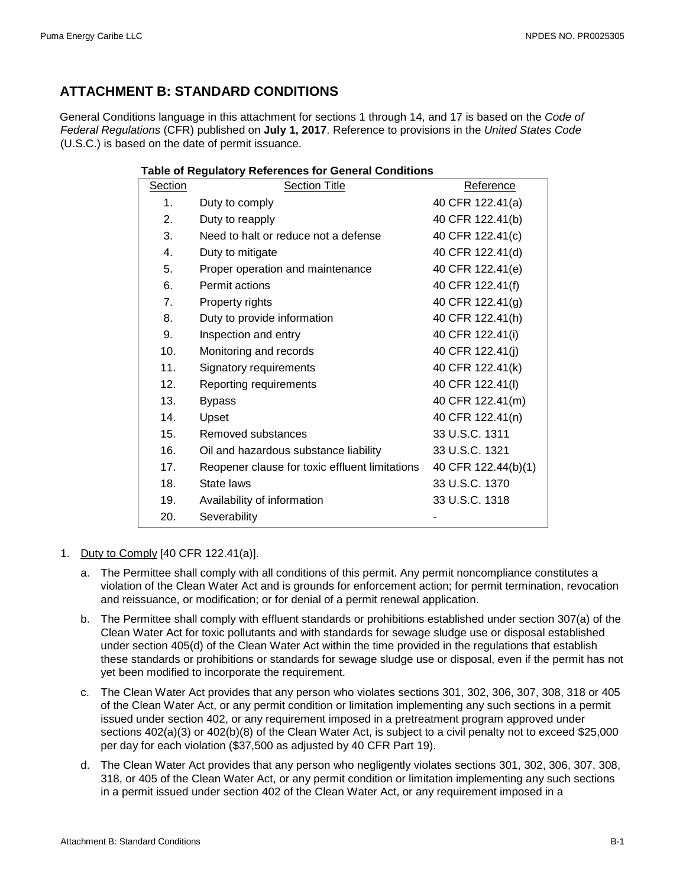## ATTACHMENT B: STANDARD CONDITIONS

General Conditions language in this attachment for sections 1 through 14, and 17 is based on the *Code of Federal Regulations* (CFR) published on **July 1, 2017**. Reference to provisions in the *United States Code* (U.S.C.) is based on the date of permit issuance.

**Table of Regulatory References for General Conditions**

| Section | Section Title | Reference |
|---|---|---|
| 1. | Duty to comply | 40 CFR 122.41(a) |
| 2. | Duty to reapply | 40 CFR 122.41(b) |
| 3. | Need to halt or reduce not a defense | 40 CFR 122.41(c) |
| 4. | Duty to mitigate | 40 CFR 122.41(d) |
| 5. | Proper operation and maintenance | 40 CFR 122.41(e) |
| 6. | Permit actions | 40 CFR 122.41(f) |
| 7. | Property rights | 40 CFR 122.41(g) |
| 8. | Duty to provide information | 40 CFR 122.41(h) |
| 9. | Inspection and entry | 40 CFR 122.41(i) |
| 10. | Monitoring and records | 40 CFR 122.41(j) |
| 11. | Signatory requirements | 40 CFR 122.41(k) |
| 12. | Reporting requirements | 40 CFR 122.41(l) |
| 13. | Bypass | 40 CFR 122.41(m) |
| 14. | Upset | 40 CFR 122.41(n) |
| 15. | Removed substances | 33 U.S.C. 1311 |
| 16. | Oil and hazardous substance liability | 33 U.S.C. 1321 |
| 17. | Reopener clause for toxic effluent limitations | 40 CFR 122.44(b)(1) |
| 18. | State laws | 33 U.S.C. 1370 |
| 19. | Availability of information | 33 U.S.C. 1318 |
| 20. | Severability | - |

1. Duty to Comply [40 CFR 122.41(a)].

   a. The Permittee shall comply with all conditions of this permit. Any permit noncompliance constitutes a violation of the Clean Water Act and is grounds for enforcement action; for permit termination, revocation and reissuance, or modification; or for denial of a permit renewal application.

   b. The Permittee shall comply with effluent standards or prohibitions established under section 307(a) of the Clean Water Act for toxic pollutants and with standards for sewage sludge use or disposal established under section 405(d) of the Clean Water Act within the time provided in the regulations that establish these standards or prohibitions or standards for sewage sludge use or disposal, even if the permit has not yet been modified to incorporate the requirement.

   c. The Clean Water Act provides that any person who violates sections 301, 302, 306, 307, 308, 318 or 405 of the Clean Water Act, or any permit condition or limitation implementing any such sections in a permit issued under section 402, or any requirement imposed in a pretreatment program approved under sections 402(a)(3) or 402(b)(8) of the Clean Water Act, is subject to a civil penalty not to exceed $25,000 per day for each violation ($37,500 as adjusted by 40 CFR Part 19).

   d. The Clean Water Act provides that any person who negligently violates sections 301, 302, 306, 307, 308, 318, or 405 of the Clean Water Act, or any permit condition or limitation implementing any such sections in a permit issued under section 402 of the Clean Water Act, or any requirement imposed in a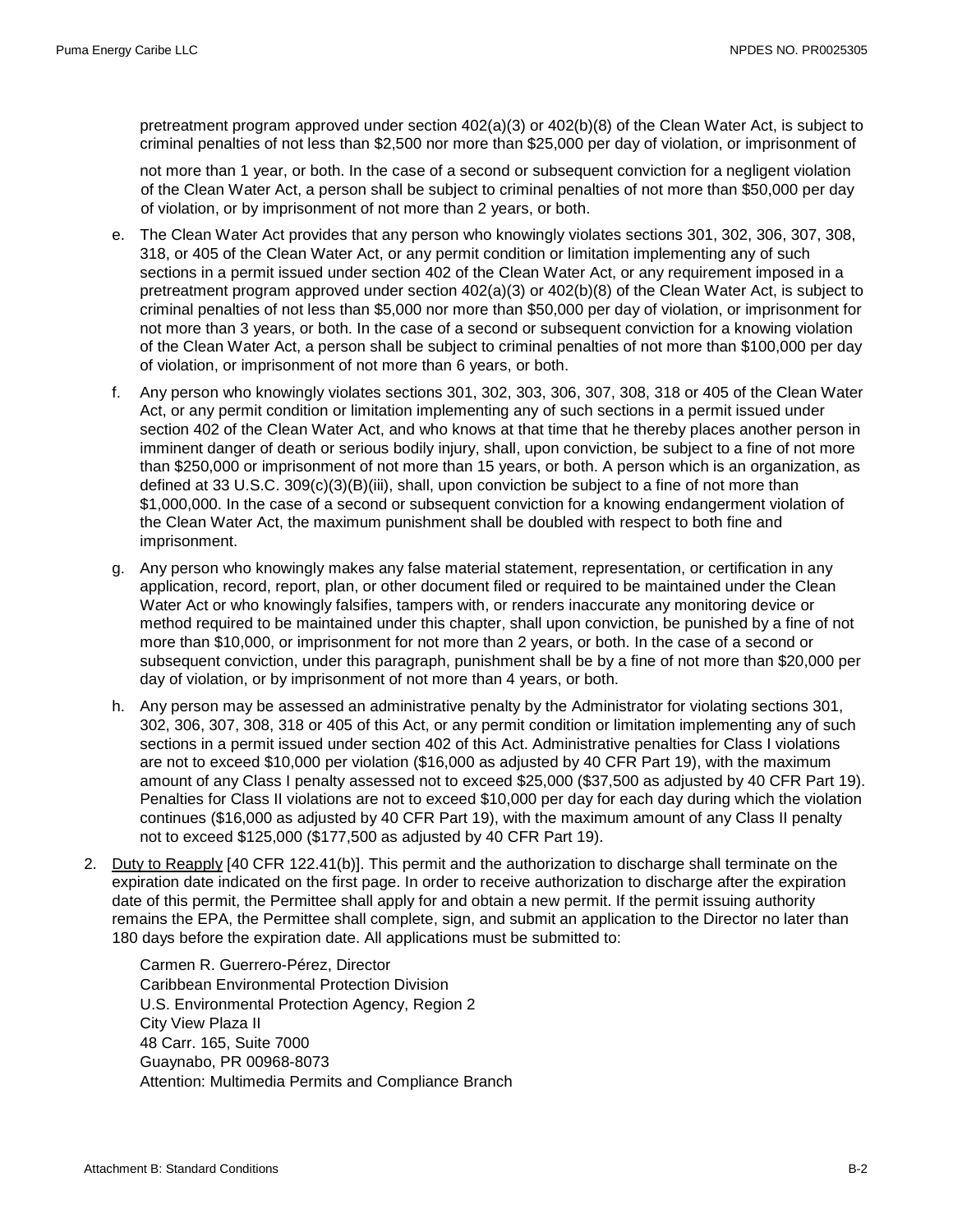pretreatment program approved under section 402(a)(3) or 402(b)(8) of the Clean Water Act, is subject to criminal penalties of not less than $2,500 nor more than $25,000 per day of violation, or imprisonment of not more than 1 year, or both. In the case of a second or subsequent conviction for a negligent violation of the Clean Water Act, a person shall be subject to criminal penalties of not more than $50,000 per day of violation, or by imprisonment of not more than 2 years, or both.

e. The Clean Water Act provides that any person who knowingly violates sections 301, 302, 306, 307, 308, 318, or 405 of the Clean Water Act, or any permit condition or limitation implementing any of such sections in a permit issued under section 402 of the Clean Water Act, or any requirement imposed in a pretreatment program approved under section 402(a)(3) or 402(b)(8) of the Clean Water Act, is subject to criminal penalties of not less than $5,000 nor more than $50,000 per day of violation, or imprisonment for not more than 3 years, or both. In the case of a second or subsequent conviction for a knowing violation of the Clean Water Act, a person shall be subject to criminal penalties of not more than $100,000 per day of violation, or imprisonment of not more than 6 years, or both.

f. Any person who knowingly violates sections 301, 302, 303, 306, 307, 308, 318 or 405 of the Clean Water Act, or any permit condition or limitation implementing any of such sections in a permit issued under section 402 of the Clean Water Act, and who knows at that time that he thereby places another person in imminent danger of death or serious bodily injury, shall, upon conviction, be subject to a fine of not more than $250,000 or imprisonment of not more than 15 years, or both. A person which is an organization, as defined at 33 U.S.C. 309(c)(3)(B)(iii), shall, upon conviction be subject to a fine of not more than $1,000,000. In the case of a second or subsequent conviction for a knowing endangerment violation of the Clean Water Act, the maximum punishment shall be doubled with respect to both fine and imprisonment.

g. Any person who knowingly makes any false material statement, representation, or certification in any application, record, report, plan, or other document filed or required to be maintained under the Clean Water Act or who knowingly falsifies, tampers with, or renders inaccurate any monitoring device or method required to be maintained under this chapter, shall upon conviction, be punished by a fine of not more than $10,000, or imprisonment for not more than 2 years, or both. In the case of a second or subsequent conviction, under this paragraph, punishment shall be by a fine of not more than $20,000 per day of violation, or by imprisonment of not more than 4 years, or both.

h. Any person may be assessed an administrative penalty by the Administrator for violating sections 301, 302, 306, 307, 308, 318 or 405 of this Act, or any permit condition or limitation implementing any of such sections in a permit issued under section 402 of this Act. Administrative penalties for Class I violations are not to exceed $10,000 per violation ($16,000 as adjusted by 40 CFR Part 19), with the maximum amount of any Class I penalty assessed not to exceed $25,000 ($37,500 as adjusted by 40 CFR Part 19). Penalties for Class II violations are not to exceed $10,000 per day for each day during which the violation continues ($16,000 as adjusted by 40 CFR Part 19), with the maximum amount of any Class II penalty not to exceed $125,000 ($177,500 as adjusted by 40 CFR Part 19).

2. Duty to Reapply [40 CFR 122.41(b)]. This permit and the authorization to discharge shall terminate on the expiration date indicated on the first page. In order to receive authorization to discharge after the expiration date of this permit, the Permittee shall apply for and obtain a new permit. If the permit issuing authority remains the EPA, the Permittee shall complete, sign, and submit an application to the Director no later than 180 days before the expiration date. All applications must be submitted to:

   Carmen R. Guerrero-Pérez, Director
   Caribbean Environmental Protection Division
   U.S. Environmental Protection Agency, Region 2
   City View Plaza II
   48 Carr. 165, Suite 7000
   Guaynabo, PR 00968-8073
   Attention: Multimedia Permits and Compliance Branch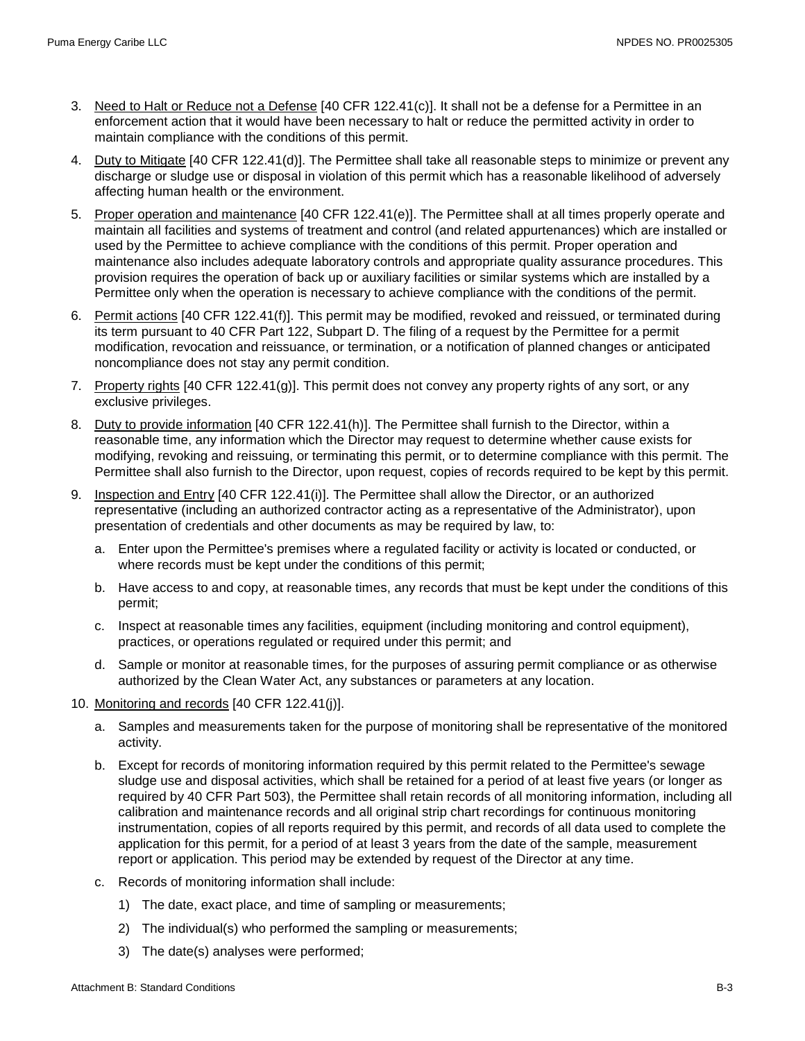3. Need to Halt or Reduce not a Defense [40 CFR 122.41(c)]. It shall not be a defense for a Permittee in an enforcement action that it would have been necessary to halt or reduce the permitted activity in order to maintain compliance with the conditions of this permit.

4. Duty to Mitigate [40 CFR 122.41(d)]. The Permittee shall take all reasonable steps to minimize or prevent any discharge or sludge use or disposal in violation of this permit which has a reasonable likelihood of adversely affecting human health or the environment.

5. Proper operation and maintenance [40 CFR 122.41(e)]. The Permittee shall at all times properly operate and maintain all facilities and systems of treatment and control (and related appurtenances) which are installed or used by the Permittee to achieve compliance with the conditions of this permit. Proper operation and maintenance also includes adequate laboratory controls and appropriate quality assurance procedures. This provision requires the operation of back up or auxiliary facilities or similar systems which are installed by a Permittee only when the operation is necessary to achieve compliance with the conditions of the permit.

6. Permit actions [40 CFR 122.41(f)]. This permit may be modified, revoked and reissued, or terminated during its term pursuant to 40 CFR Part 122, Subpart D. The filing of a request by the Permittee for a permit modification, revocation and reissuance, or termination, or a notification of planned changes or anticipated noncompliance does not stay any permit condition.

7. Property rights [40 CFR 122.41(g)]. This permit does not convey any property rights of any sort, or any exclusive privileges.

8. Duty to provide information [40 CFR 122.41(h)]. The Permittee shall furnish to the Director, within a reasonable time, any information which the Director may request to determine whether cause exists for modifying, revoking and reissuing, or terminating this permit, or to determine compliance with this permit. The Permittee shall also furnish to the Director, upon request, copies of records required to be kept by this permit.

9. Inspection and Entry [40 CFR 122.41(i)]. The Permittee shall allow the Director, or an authorized representative (including an authorized contractor acting as a representative of the Administrator), upon presentation of credentials and other documents as may be required by law, to:
   a. Enter upon the Permittee's premises where a regulated facility or activity is located or conducted, or where records must be kept under the conditions of this permit;
   b. Have access to and copy, at reasonable times, any records that must be kept under the conditions of this permit;
   c. Inspect at reasonable times any facilities, equipment (including monitoring and control equipment), practices, or operations regulated or required under this permit; and
   d. Sample or monitor at reasonable times, for the purposes of assuring permit compliance or as otherwise authorized by the Clean Water Act, any substances or parameters at any location.

10. Monitoring and records [40 CFR 122.41(j)].
    a. Samples and measurements taken for the purpose of monitoring shall be representative of the monitored activity.
    b. Except for records of monitoring information required by this permit related to the Permittee's sewage sludge use and disposal activities, which shall be retained for a period of at least five years (or longer as required by 40 CFR Part 503), the Permittee shall retain records of all monitoring information, including all calibration and maintenance records and all original strip chart recordings for continuous monitoring instrumentation, copies of all reports required by this permit, and records of all data used to complete the application for this permit, for a period of at least 3 years from the date of the sample, measurement report or application. This period may be extended by request of the Director at any time.
    c. Records of monitoring information shall include:
       1) The date, exact place, and time of sampling or measurements;
       2) The individual(s) who performed the sampling or measurements;
       3) The date(s) analyses were performed;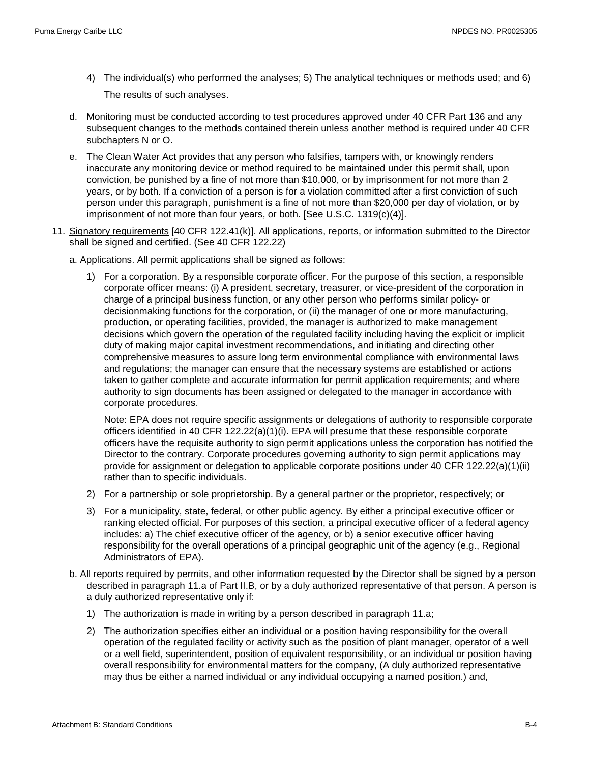4) The individual(s) who performed the analyses; 5) The analytical techniques or methods used; and 6) The results of such analyses.

d. Monitoring must be conducted according to test procedures approved under 40 CFR Part 136 and any subsequent changes to the methods contained therein unless another method is required under 40 CFR subchapters N or O.

e. The Clean Water Act provides that any person who falsifies, tampers with, or knowingly renders inaccurate any monitoring device or method required to be maintained under this permit shall, upon conviction, be punished by a fine of not more than $10,000, or by imprisonment for not more than 2 years, or by both. If a conviction of a person is for a violation committed after a first conviction of such person under this paragraph, punishment is a fine of not more than $20,000 per day of violation, or by imprisonment of not more than four years, or both. [See U.S.C. 1319(c)(4)].

11. Signatory requirements [40 CFR 122.41(k)]. All applications, reports, or information submitted to the Director shall be signed and certified. (See 40 CFR 122.22)

a. Applications. All permit applications shall be signed as follows:

1) For a corporation. By a responsible corporate officer. For the purpose of this section, a responsible corporate officer means: (i) A president, secretary, treasurer, or vice-president of the corporation in charge of a principal business function, or any other person who performs similar policy- or decisionmaking functions for the corporation, or (ii) the manager of one or more manufacturing, production, or operating facilities, provided, the manager is authorized to make management decisions which govern the operation of the regulated facility including having the explicit or implicit duty of making major capital investment recommendations, and initiating and directing other comprehensive measures to assure long term environmental compliance with environmental laws and regulations; the manager can ensure that the necessary systems are established or actions taken to gather complete and accurate information for permit application requirements; and where authority to sign documents has been assigned or delegated to the manager in accordance with corporate procedures.

   Note: EPA does not require specific assignments or delegations of authority to responsible corporate officers identified in 40 CFR 122.22(a)(1)(i). EPA will presume that these responsible corporate officers have the requisite authority to sign permit applications unless the corporation has notified the Director to the contrary. Corporate procedures governing authority to sign permit applications may provide for assignment or delegation to applicable corporate positions under 40 CFR 122.22(a)(1)(ii) rather than to specific individuals.

2) For a partnership or sole proprietorship. By a general partner or the proprietor, respectively; or

3) For a municipality, state, federal, or other public agency. By either a principal executive officer or ranking elected official. For purposes of this section, a principal executive officer of a federal agency includes: a) The chief executive officer of the agency, or b) a senior executive officer having responsibility for the overall operations of a principal geographic unit of the agency (e.g., Regional Administrators of EPA).

b. All reports required by permits, and other information requested by the Director shall be signed by a person described in paragraph 11.a of Part II.B, or by a duly authorized representative of that person. A person is a duly authorized representative only if:

1) The authorization is made in writing by a person described in paragraph 11.a;

2) The authorization specifies either an individual or a position having responsibility for the overall operation of the regulated facility or activity such as the position of plant manager, operator of a well or a well field, superintendent, position of equivalent responsibility, or an individual or position having overall responsibility for environmental matters for the company, (A duly authorized representative may thus be either a named individual or any individual occupying a named position.) and,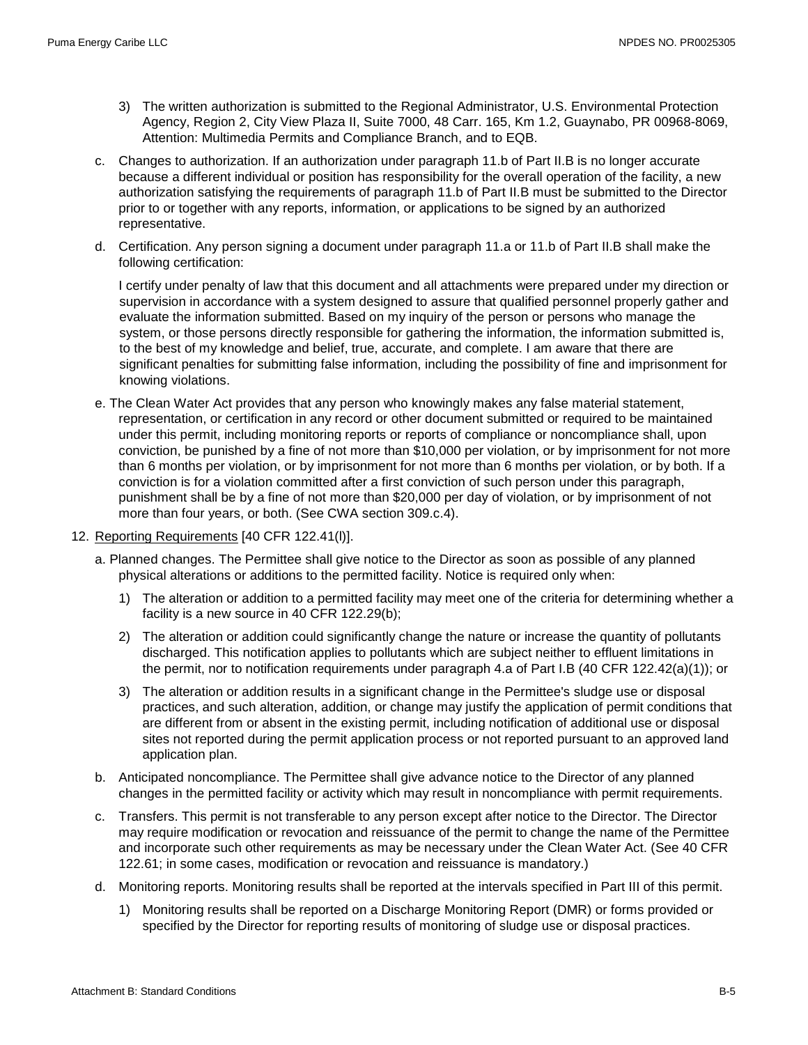3) The written authorization is submitted to the Regional Administrator, U.S. Environmental Protection Agency, Region 2, City View Plaza II, Suite 7000, 48 Carr. 165, Km 1.2, Guaynabo, PR 00968-8069, Attention: Multimedia Permits and Compliance Branch, and to EQB.

c. Changes to authorization. If an authorization under paragraph 11.b of Part II.B is no longer accurate because a different individual or position has responsibility for the overall operation of the facility, a new authorization satisfying the requirements of paragraph 11.b of Part II.B must be submitted to the Director prior to or together with any reports, information, or applications to be signed by an authorized representative.

d. Certification. Any person signing a document under paragraph 11.a or 11.b of Part II.B shall make the following certification:

I certify under penalty of law that this document and all attachments were prepared under my direction or supervision in accordance with a system designed to assure that qualified personnel properly gather and evaluate the information submitted. Based on my inquiry of the person or persons who manage the system, or those persons directly responsible for gathering the information, the information submitted is, to the best of my knowledge and belief, true, accurate, and complete. I am aware that there are significant penalties for submitting false information, including the possibility of fine and imprisonment for knowing violations.

e. The Clean Water Act provides that any person who knowingly makes any false material statement, representation, or certification in any record or other document submitted or required to be maintained under this permit, including monitoring reports or reports of compliance or noncompliance shall, upon conviction, be punished by a fine of not more than $10,000 per violation, or by imprisonment for not more than 6 months per violation, or by imprisonment for not more than 6 months per violation, or by both. If a conviction is for a violation committed after a first conviction of such person under this paragraph, punishment shall be by a fine of not more than $20,000 per day of violation, or by imprisonment of not more than four years, or both. (See CWA section 309.c.4).

12. Reporting Requirements [40 CFR 122.41(l)].

a. Planned changes. The Permittee shall give notice to the Director as soon as possible of any planned physical alterations or additions to the permitted facility. Notice is required only when:

1) The alteration or addition to a permitted facility may meet one of the criteria for determining whether a facility is a new source in 40 CFR 122.29(b);

2) The alteration or addition could significantly change the nature or increase the quantity of pollutants discharged. This notification applies to pollutants which are subject neither to effluent limitations in the permit, nor to notification requirements under paragraph 4.a of Part I.B (40 CFR 122.42(a)(1)); or

3) The alteration or addition results in a significant change in the Permittee's sludge use or disposal practices, and such alteration, addition, or change may justify the application of permit conditions that are different from or absent in the existing permit, including notification of additional use or disposal sites not reported during the permit application process or not reported pursuant to an approved land application plan.

b. Anticipated noncompliance. The Permittee shall give advance notice to the Director of any planned changes in the permitted facility or activity which may result in noncompliance with permit requirements.

c. Transfers. This permit is not transferable to any person except after notice to the Director. The Director may require modification or revocation and reissuance of the permit to change the name of the Permittee and incorporate such other requirements as may be necessary under the Clean Water Act. (See 40 CFR 122.61; in some cases, modification or revocation and reissuance is mandatory.)

d. Monitoring reports. Monitoring results shall be reported at the intervals specified in Part III of this permit.

1) Monitoring results shall be reported on a Discharge Monitoring Report (DMR) or forms provided or specified by the Director for reporting results of monitoring of sludge use or disposal practices.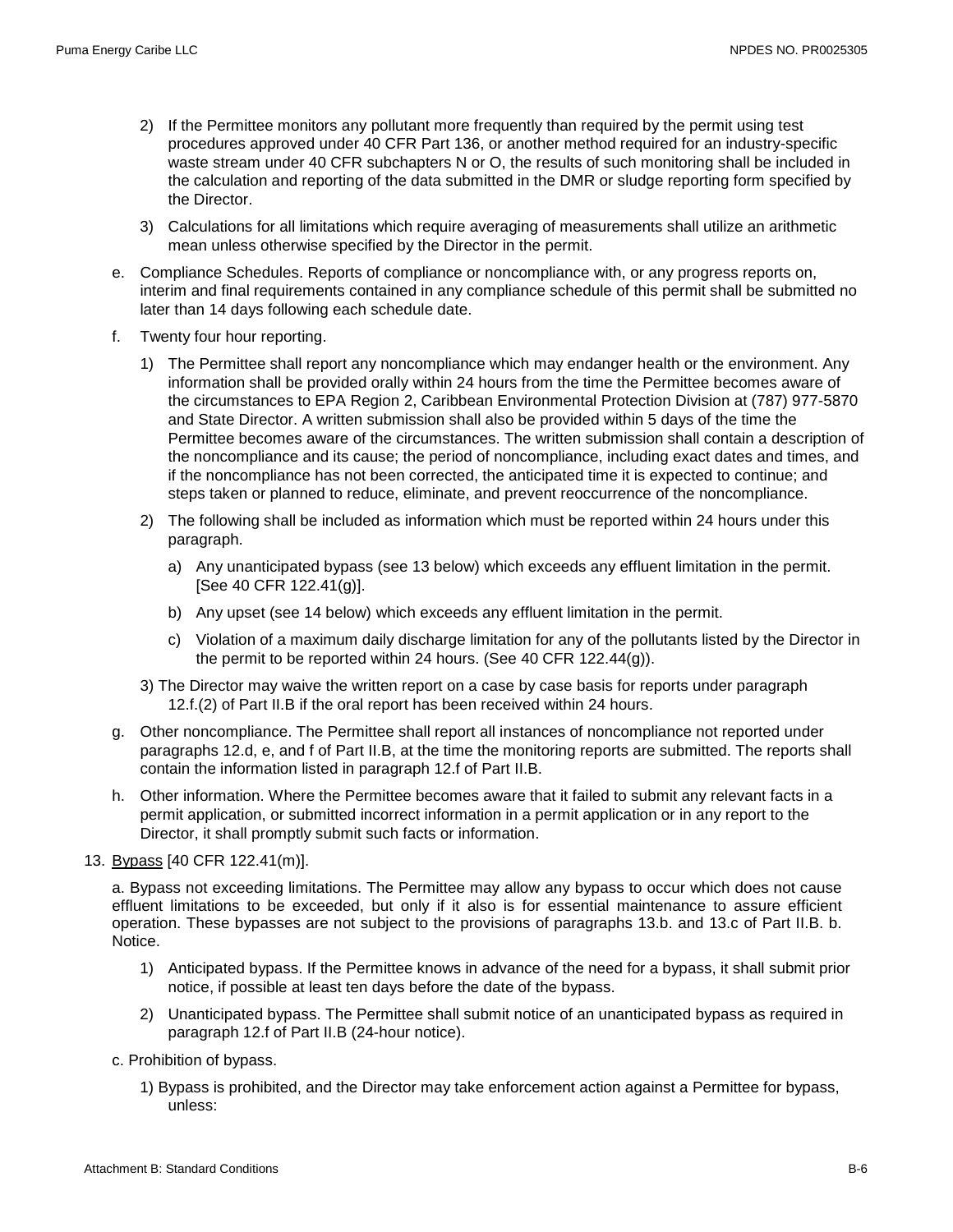2) If the Permittee monitors any pollutant more frequently than required by the permit using test procedures approved under 40 CFR Part 136, or another method required for an industry-specific waste stream under 40 CFR subchapters N or O, the results of such monitoring shall be included in the calculation and reporting of the data submitted in the DMR or sludge reporting form specified by the Director.

3) Calculations for all limitations which require averaging of measurements shall utilize an arithmetic mean unless otherwise specified by the Director in the permit.

e. Compliance Schedules. Reports of compliance or noncompliance with, or any progress reports on, interim and final requirements contained in any compliance schedule of this permit shall be submitted no later than 14 days following each schedule date.

f. Twenty four hour reporting.

1) The Permittee shall report any noncompliance which may endanger health or the environment. Any information shall be provided orally within 24 hours from the time the Permittee becomes aware of the circumstances to EPA Region 2, Caribbean Environmental Protection Division at (787) 977-5870 and State Director. A written submission shall also be provided within 5 days of the time the Permittee becomes aware of the circumstances. The written submission shall contain a description of the noncompliance and its cause; the period of noncompliance, including exact dates and times, and if the noncompliance has not been corrected, the anticipated time it is expected to continue; and steps taken or planned to reduce, eliminate, and prevent reoccurrence of the noncompliance.

2) The following shall be included as information which must be reported within 24 hours under this paragraph.

a) Any unanticipated bypass (see 13 below) which exceeds any effluent limitation in the permit. [See 40 CFR 122.41(g)].

b) Any upset (see 14 below) which exceeds any effluent limitation in the permit.

c) Violation of a maximum daily discharge limitation for any of the pollutants listed by the Director in the permit to be reported within 24 hours. (See 40 CFR 122.44(g)).

3) The Director may waive the written report on a case by case basis for reports under paragraph 12.f.(2) of Part II.B if the oral report has been received within 24 hours.

g. Other noncompliance. The Permittee shall report all instances of noncompliance not reported under paragraphs 12.d, e, and f of Part II.B, at the time the monitoring reports are submitted. The reports shall contain the information listed in paragraph 12.f of Part II.B.

h. Other information. Where the Permittee becomes aware that it failed to submit any relevant facts in a permit application, or submitted incorrect information in a permit application or in any report to the Director, it shall promptly submit such facts or information.

13. Bypass [40 CFR 122.41(m)].

a. Bypass not exceeding limitations. The Permittee may allow any bypass to occur which does not cause effluent limitations to be exceeded, but only if it also is for essential maintenance to assure efficient operation. These bypasses are not subject to the provisions of paragraphs 13.b. and 13.c of Part II.B. b. Notice.

1) Anticipated bypass. If the Permittee knows in advance of the need for a bypass, it shall submit prior notice, if possible at least ten days before the date of the bypass.

2) Unanticipated bypass. The Permittee shall submit notice of an unanticipated bypass as required in paragraph 12.f of Part II.B (24-hour notice).

c. Prohibition of bypass.

1) Bypass is prohibited, and the Director may take enforcement action against a Permittee for bypass, unless: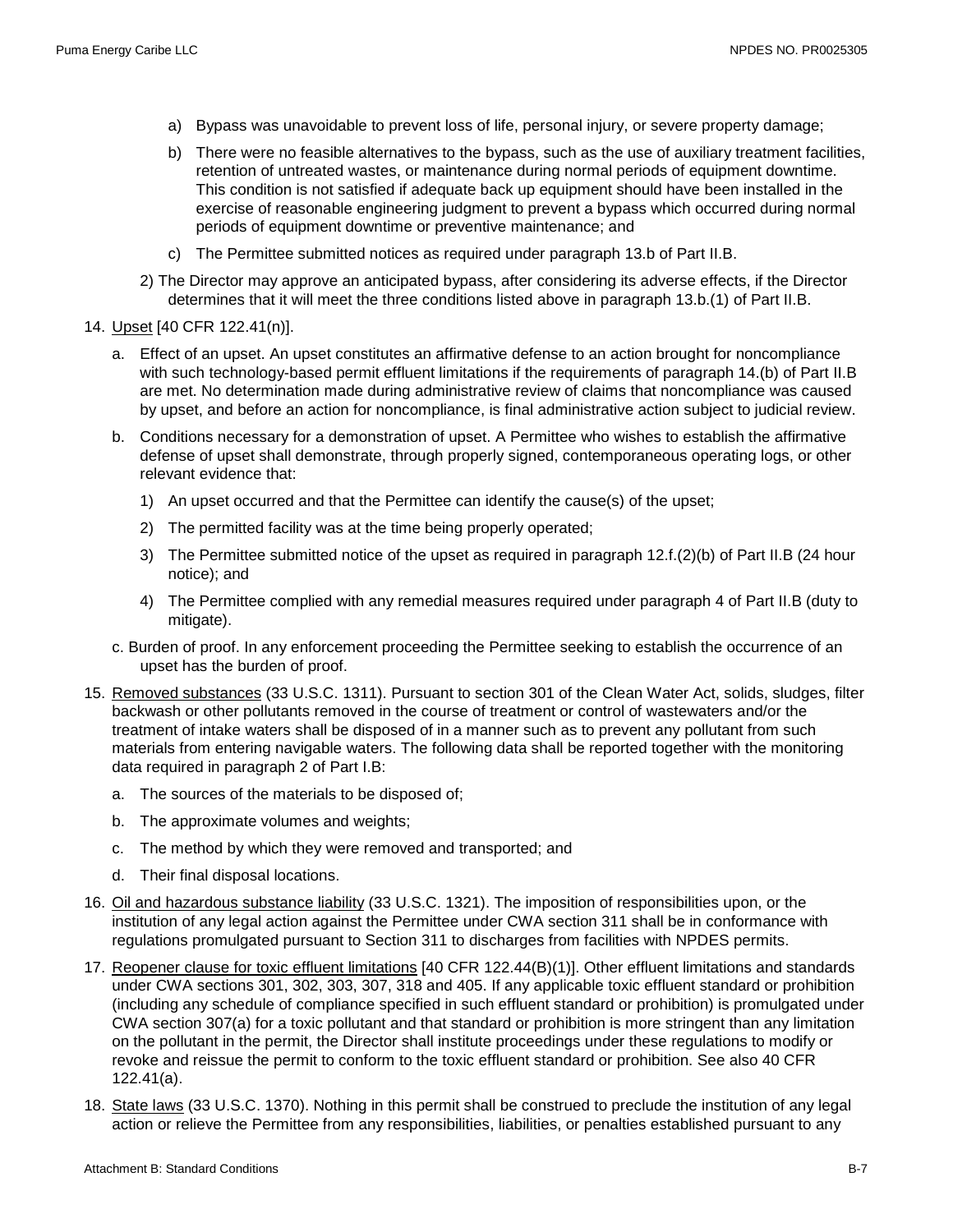a) Bypass was unavoidable to prevent loss of life, personal injury, or severe property damage;

b) There were no feasible alternatives to the bypass, such as the use of auxiliary treatment facilities, retention of untreated wastes, or maintenance during normal periods of equipment downtime. This condition is not satisfied if adequate back up equipment should have been installed in the exercise of reasonable engineering judgment to prevent a bypass which occurred during normal periods of equipment downtime or preventive maintenance; and

c) The Permittee submitted notices as required under paragraph 13.b of Part II.B.

2) The Director may approve an anticipated bypass, after considering its adverse effects, if the Director determines that it will meet the three conditions listed above in paragraph 13.b.(1) of Part II.B.

14. Upset [40 CFR 122.41(n)].

   a. Effect of an upset. An upset constitutes an affirmative defense to an action brought for noncompliance with such technology-based permit effluent limitations if the requirements of paragraph 14.(b) of Part II.B are met. No determination made during administrative review of claims that noncompliance was caused by upset, and before an action for noncompliance, is final administrative action subject to judicial review.

   b. Conditions necessary for a demonstration of upset. A Permittee who wishes to establish the affirmative defense of upset shall demonstrate, through properly signed, contemporaneous operating logs, or other relevant evidence that:

      1) An upset occurred and that the Permittee can identify the cause(s) of the upset;

      2) The permitted facility was at the time being properly operated;

      3) The Permittee submitted notice of the upset as required in paragraph 12.f.(2)(b) of Part II.B (24 hour notice); and

      4) The Permittee complied with any remedial measures required under paragraph 4 of Part II.B (duty to mitigate).

   c. Burden of proof. In any enforcement proceeding the Permittee seeking to establish the occurrence of an upset has the burden of proof.

15. Removed substances (33 U.S.C. 1311). Pursuant to section 301 of the Clean Water Act, solids, sludges, filter backwash or other pollutants removed in the course of treatment or control of wastewaters and/or the treatment of intake waters shall be disposed of in a manner such as to prevent any pollutant from such materials from entering navigable waters. The following data shall be reported together with the monitoring data required in paragraph 2 of Part I.B:

   a. The sources of the materials to be disposed of;

   b. The approximate volumes and weights;

   c. The method by which they were removed and transported; and

   d. Their final disposal locations.

16. Oil and hazardous substance liability (33 U.S.C. 1321). The imposition of responsibilities upon, or the institution of any legal action against the Permittee under CWA section 311 shall be in conformance with regulations promulgated pursuant to Section 311 to discharges from facilities with NPDES permits.

17. Reopener clause for toxic effluent limitations [40 CFR 122.44(B)(1)]. Other effluent limitations and standards under CWA sections 301, 302, 303, 307, 318 and 405. If any applicable toxic effluent standard or prohibition (including any schedule of compliance specified in such effluent standard or prohibition) is promulgated under CWA section 307(a) for a toxic pollutant and that standard or prohibition is more stringent than any limitation on the pollutant in the permit, the Director shall institute proceedings under these regulations to modify or revoke and reissue the permit to conform to the toxic effluent standard or prohibition. See also 40 CFR 122.41(a).

18. State laws (33 U.S.C. 1370). Nothing in this permit shall be construed to preclude the institution of any legal action or relieve the Permittee from any responsibilities, liabilities, or penalties established pursuant to any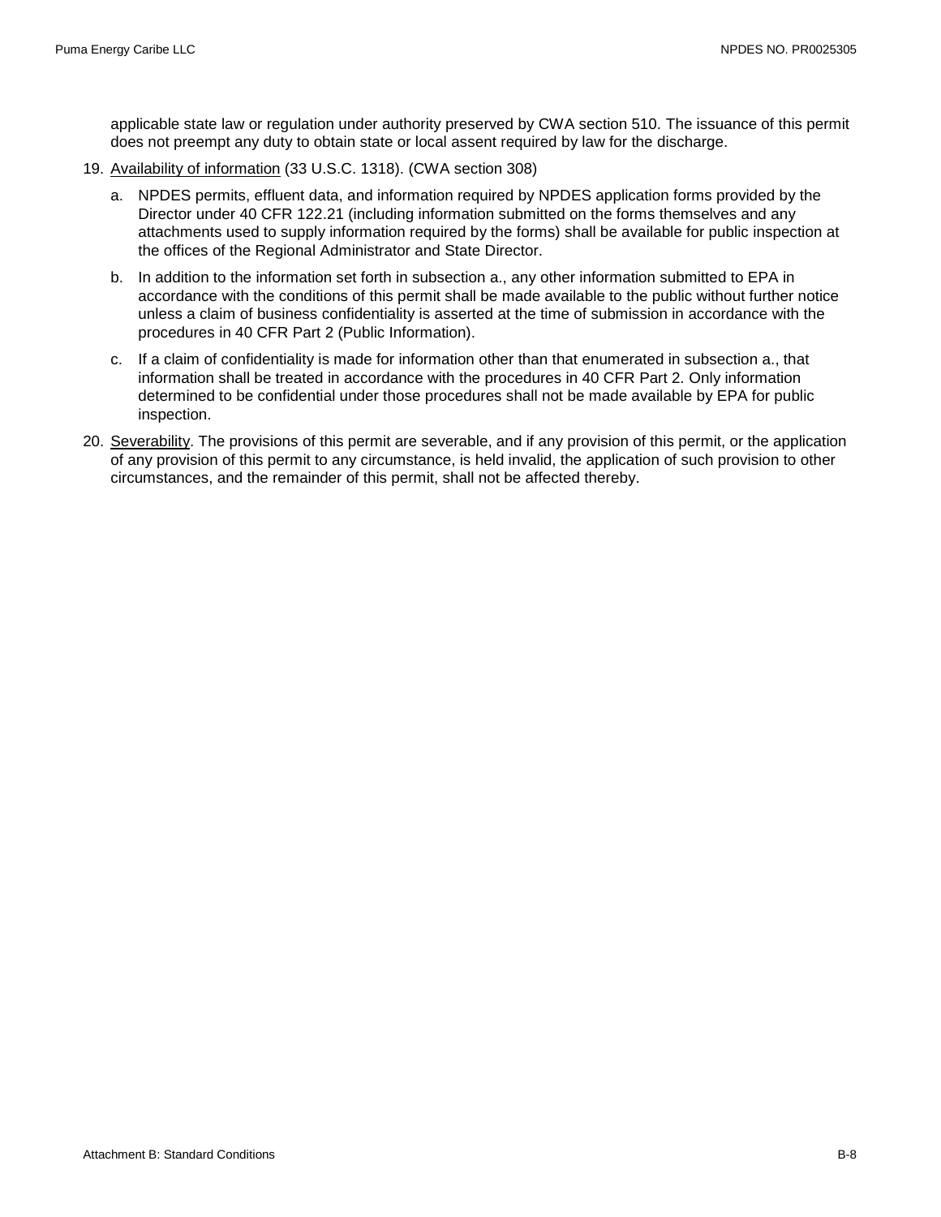applicable state law or regulation under authority preserved by CWA section 510. The issuance of this permit does not preempt any duty to obtain state or local assent required by law for the discharge.

19. Availability of information (33 U.S.C. 1318). (CWA section 308)

    a. NPDES permits, effluent data, and information required by NPDES application forms provided by the Director under 40 CFR 122.21 (including information submitted on the forms themselves and any attachments used to supply information required by the forms) shall be available for public inspection at the offices of the Regional Administrator and State Director.

    b. In addition to the information set forth in subsection a., any other information submitted to EPA in accordance with the conditions of this permit shall be made available to the public without further notice unless a claim of business confidentiality is asserted at the time of submission in accordance with the procedures in 40 CFR Part 2 (Public Information).

    c. If a claim of confidentiality is made for information other than that enumerated in subsection a., that information shall be treated in accordance with the procedures in 40 CFR Part 2. Only information determined to be confidential under those procedures shall not be made available by EPA for public inspection.

20. Severability. The provisions of this permit are severable, and if any provision of this permit, or the application of any provision of this permit to any circumstance, is held invalid, the application of such provision to other circumstances, and the remainder of this permit, shall not be affected thereby.